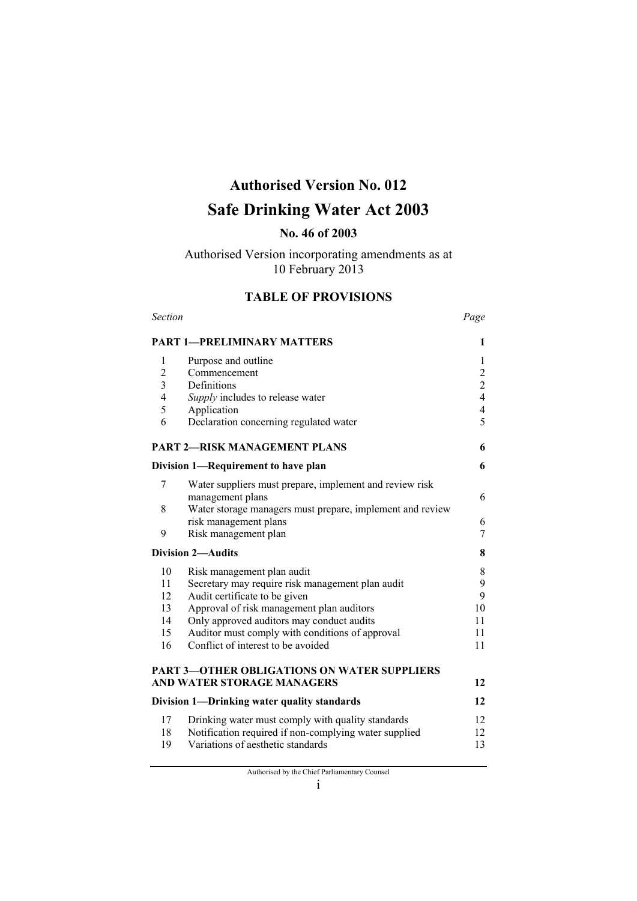# Authorised Version No. 012

# Safe Drinking Water Act 2003

## No. 46 of 2003

Authorised Version incorporating amendments as at 10 February 2013

## TABLE OF PROVISIONS

| Section | | Page |
|---|---|---|
| | **PART 1—PRELIMINARY MATTERS** | **1** |
| 1 | Purpose and outline | 1 |
| 2 | Commencement | 2 |
| 3 | Definitions | 2 |
| 4 | *Supply* includes to release water | 4 |
| 5 | Application | 4 |
| 6 | Declaration concerning regulated water | 5 |
| | **PART 2—RISK MANAGEMENT PLANS** | **6** |
| | **Division 1—Requirement to have plan** | **6** |
| 7 | Water suppliers must prepare, implement and review risk management plans | 6 |
| 8 | Water storage managers must prepare, implement and review risk management plans | 6 |
| 9 | Risk management plan | 7 |
| | **Division 2—Audits** | **8** |
| 10 | Risk management plan audit | 8 |
| 11 | Secretary may require risk management plan audit | 9 |
| 12 | Audit certificate to be given | 9 |
| 13 | Approval of risk management plan auditors | 10 |
| 14 | Only approved auditors may conduct audits | 11 |
| 15 | Auditor must comply with conditions of approval | 11 |
| 16 | Conflict of interest to be avoided | 11 |
| | **PART 3—OTHER OBLIGATIONS ON WATER SUPPLIERS AND WATER STORAGE MANAGERS** | **12** |
| | **Division 1—Drinking water quality standards** | **12** |
| 17 | Drinking water must comply with quality standards | 12 |
| 18 | Notification required if non-complying water supplied | 12 |
| 19 | Variations of aesthetic standards | 13 |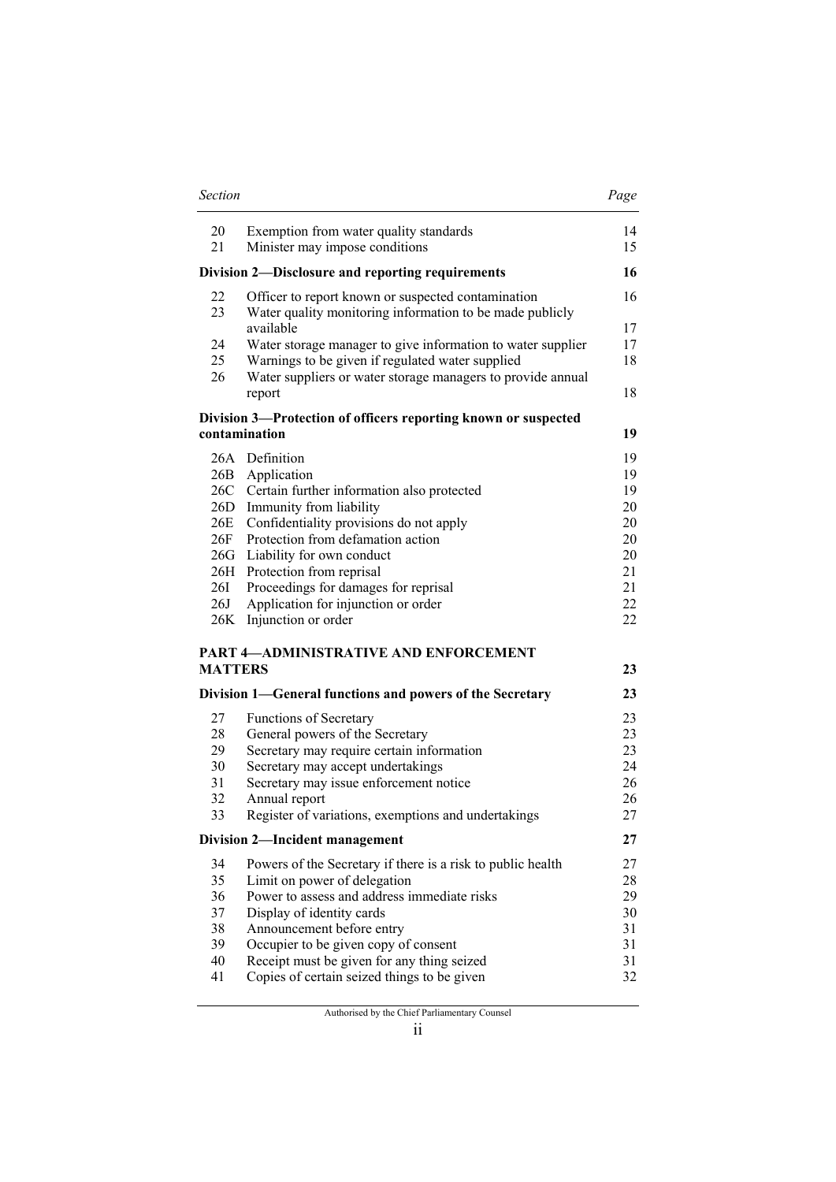| Section | | Page |
|---|---|---|
| 20 | Exemption from water quality standards | 14 |
| 21 | Minister may impose conditions | 15 |
| **Division 2—Disclosure and reporting requirements** | | **16** |
| 22 | Officer to report known or suspected contamination | 16 |
| 23 | Water quality monitoring information to be made publicly available | 17 |
| 24 | Water storage manager to give information to water supplier | 17 |
| 25 | Warnings to be given if regulated water supplied | 18 |
| 26 | Water suppliers or water storage managers to provide annual report | 18 |
| **Division 3—Protection of officers reporting known or suspected contamination** | | **19** |
| 26A | Definition | 19 |
| 26B | Application | 19 |
| 26C | Certain further information also protected | 19 |
| 26D | Immunity from liability | 20 |
| 26E | Confidentiality provisions do not apply | 20 |
| 26F | Protection from defamation action | 20 |
| 26G | Liability for own conduct | 20 |
| 26H | Protection from reprisal | 21 |
| 26I | Proceedings for damages for reprisal | 21 |
| 26J | Application for injunction or order | 22 |
| 26K | Injunction or order | 22 |
| **PART 4—ADMINISTRATIVE AND ENFORCEMENT MATTERS** | | **23** |
| **Division 1—General functions and powers of the Secretary** | | **23** |
| 27 | Functions of Secretary | 23 |
| 28 | General powers of the Secretary | 23 |
| 29 | Secretary may require certain information | 23 |
| 30 | Secretary may accept undertakings | 24 |
| 31 | Secretary may issue enforcement notice | 26 |
| 32 | Annual report | 26 |
| 33 | Register of variations, exemptions and undertakings | 27 |
| **Division 2—Incident management** | | **27** |
| 34 | Powers of the Secretary if there is a risk to public health | 27 |
| 35 | Limit on power of delegation | 28 |
| 36 | Power to assess and address immediate risks | 29 |
| 37 | Display of identity cards | 30 |
| 38 | Announcement before entry | 31 |
| 39 | Occupier to be given copy of consent | 31 |
| 40 | Receipt must be given for any thing seized | 31 |
| 41 | Copies of certain seized things to be given | 32 |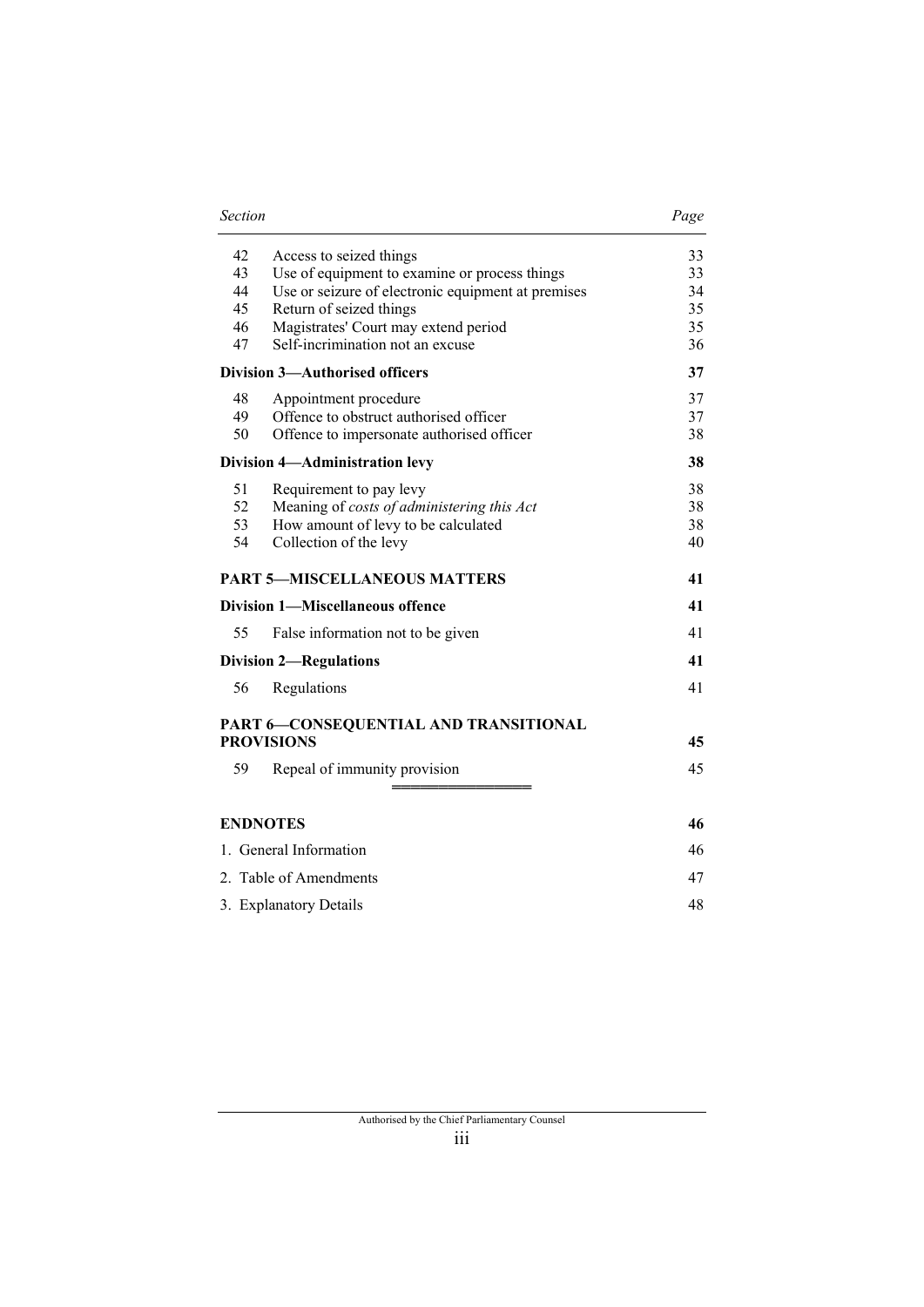| Section | | Page |
|---|---|---|
| 42 | Access to seized things | 33 |
| 43 | Use of equipment to examine or process things | 33 |
| 44 | Use or seizure of electronic equipment at premises | 34 |
| 45 | Return of seized things | 35 |
| 46 | Magistrates' Court may extend period | 35 |
| 47 | Self-incrimination not an excuse | 36 |
| **Division 3—Authorised officers** | | **37** |
| 48 | Appointment procedure | 37 |
| 49 | Offence to obstruct authorised officer | 37 |
| 50 | Offence to impersonate authorised officer | 38 |
| **Division 4—Administration levy** | | **38** |
| 51 | Requirement to pay levy | 38 |
| 52 | Meaning of *costs of administering this Act* | 38 |
| 53 | How amount of levy to be calculated | 38 |
| 54 | Collection of the levy | 40 |
| **PART 5—MISCELLANEOUS MATTERS** | | **41** |
| **Division 1—Miscellaneous offence** | | **41** |
| 55 | False information not to be given | 41 |
| **Division 2—Regulations** | | **41** |
| 56 | Regulations | 41 |
| **PART 6—CONSEQUENTIAL AND TRANSITIONAL PROVISIONS** | | **45** |
| 59 | Repeal of immunity provision | 45 |

═══════════════

| | |
|---|---|
| **ENDNOTES** | **46** |
| 1. General Information | 46 |
| 2. Table of Amendments | 47 |
| 3. Explanatory Details | 48 |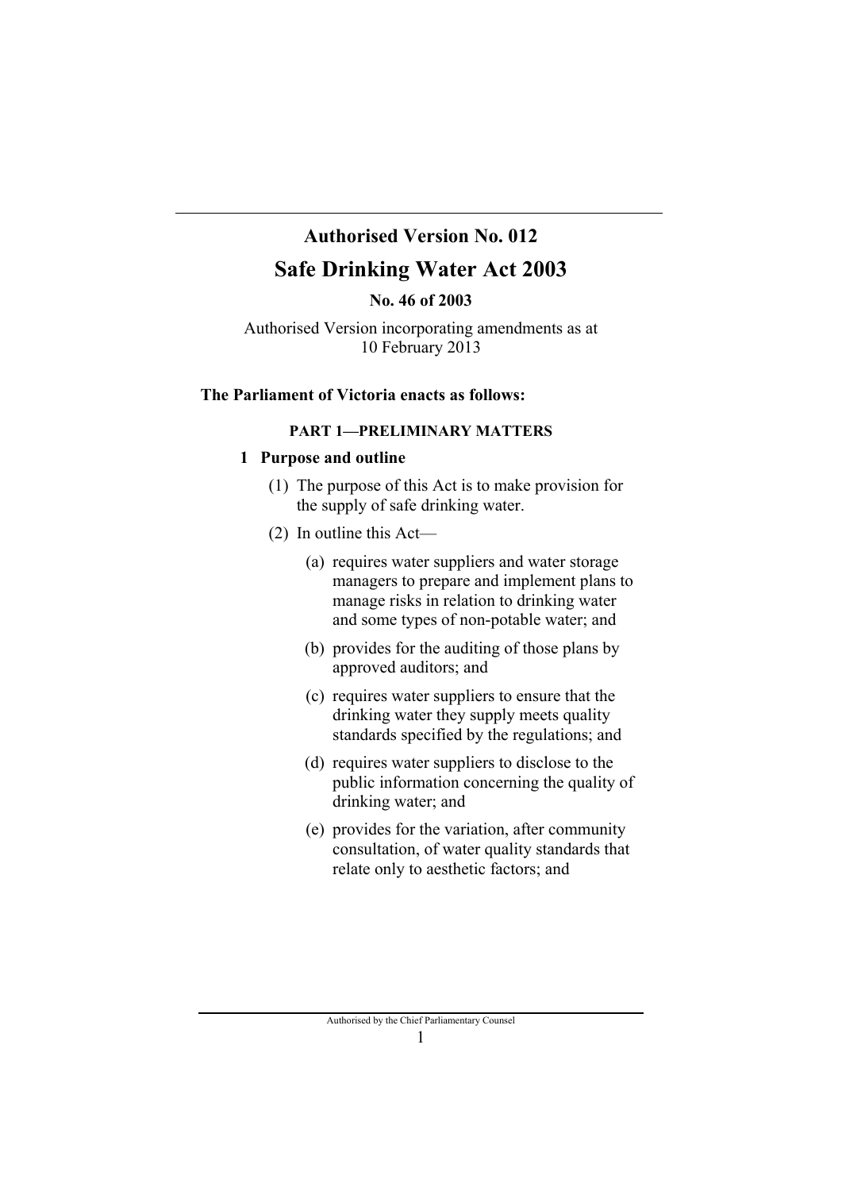## Authorised Version No. 012

# Safe Drinking Water Act 2003

**No. 46 of 2003**

Authorised Version incorporating amendments as at 10 February 2013

**The Parliament of Victoria enacts as follows:**

### PART 1—PRELIMINARY MATTERS

#### 1 Purpose and outline

(1) The purpose of this Act is to make provision for the supply of safe drinking water.

(2) In outline this Act—

(a) requires water suppliers and water storage managers to prepare and implement plans to manage risks in relation to drinking water and some types of non-potable water; and

(b) provides for the auditing of those plans by approved auditors; and

(c) requires water suppliers to ensure that the drinking water they supply meets quality standards specified by the regulations; and

(d) requires water suppliers to disclose to the public information concerning the quality of drinking water; and

(e) provides for the variation, after community consultation, of water quality standards that relate only to aesthetic factors; and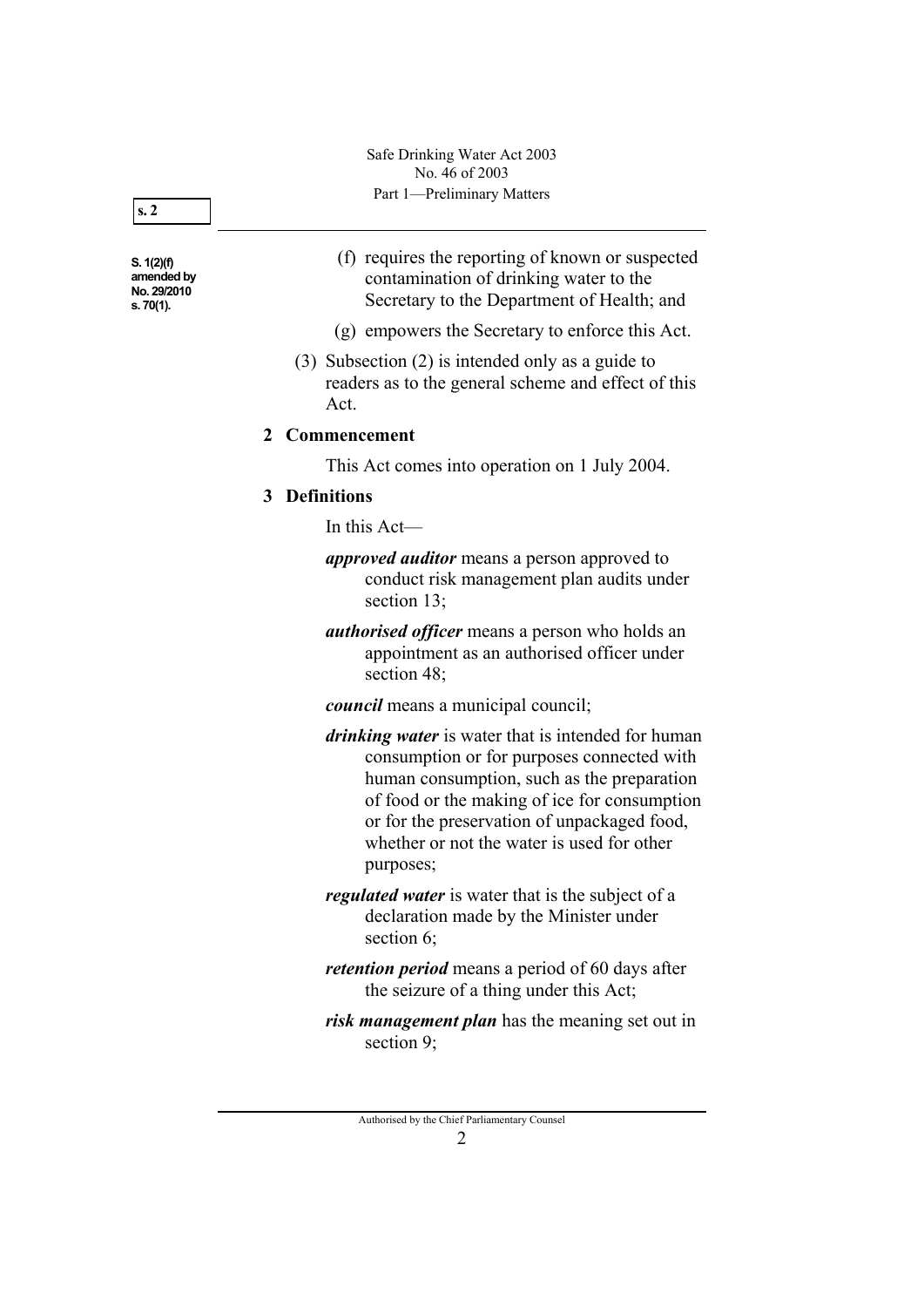S. 1(2)(f) amended by No. 29/2010 s. 70(1).

(f) requires the reporting of known or suspected contamination of drinking water to the Secretary to the Department of Health; and

(g) empowers the Secretary to enforce this Act.

(3) Subsection (2) is intended only as a guide to readers as to the general scheme and effect of this Act.

## 2 Commencement

This Act comes into operation on 1 July 2004.

## 3 Definitions

In this Act—

***approved auditor*** means a person approved to conduct risk management plan audits under section 13;

***authorised officer*** means a person who holds an appointment as an authorised officer under section 48;

***council*** means a municipal council;

***drinking water*** is water that is intended for human consumption or for purposes connected with human consumption, such as the preparation of food or the making of ice for consumption or for the preservation of unpackaged food, whether or not the water is used for other purposes;

***regulated water*** is water that is the subject of a declaration made by the Minister under section 6;

***retention period*** means a period of 60 days after the seizure of a thing under this Act;

***risk management plan*** has the meaning set out in section 9;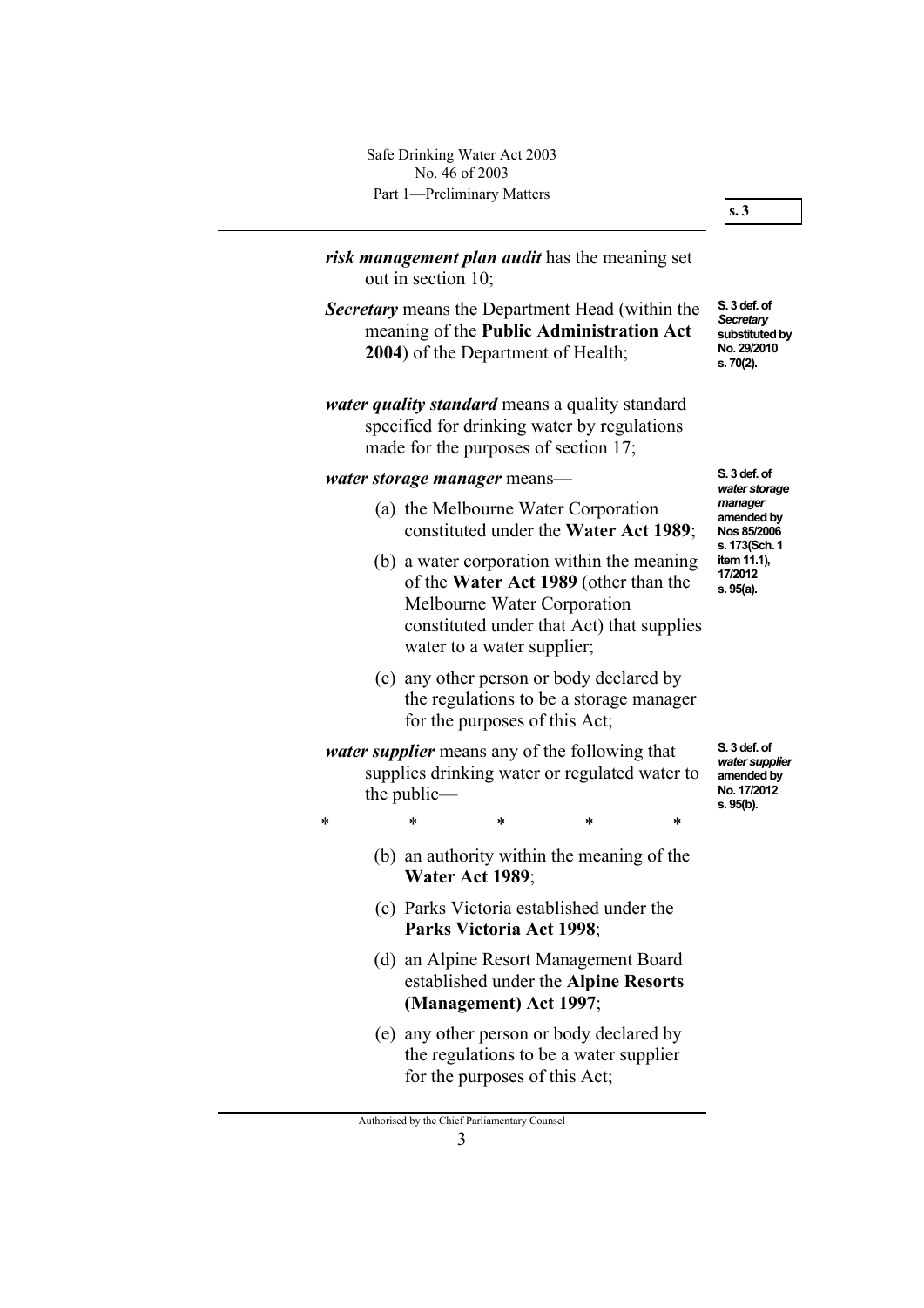***risk management plan audit*** has the meaning set out in section 10;

***Secretary*** means the Department Head (within the meaning of the **Public Administration Act 2004**) of the Department of Health;

S. 3 def. of *Secretary* substituted by No. 29/2010 s. 70(2).

***water quality standard*** means a quality standard specified for drinking water by regulations made for the purposes of section 17;

***water storage manager*** means—

S. 3 def. of *water storage manager* amended by Nos 85/2006 s. 173(Sch. 1 item 11.1), 17/2012 s. 95(a).

(a) the Melbourne Water Corporation constituted under the **Water Act 1989**;

(b) a water corporation within the meaning of the **Water Act 1989** (other than the Melbourne Water Corporation constituted under that Act) that supplies water to a water supplier;

(c) any other person or body declared by the regulations to be a storage manager for the purposes of this Act;

***water supplier*** means any of the following that supplies drinking water or regulated water to the public—

S. 3 def. of *water supplier* amended by No. 17/2012 s. 95(b).

\* \* \* \* \*

(b) an authority within the meaning of the **Water Act 1989**;

(c) Parks Victoria established under the **Parks Victoria Act 1998**;

(d) an Alpine Resort Management Board established under the **Alpine Resorts (Management) Act 1997**;

(e) any other person or body declared by the regulations to be a water supplier for the purposes of this Act;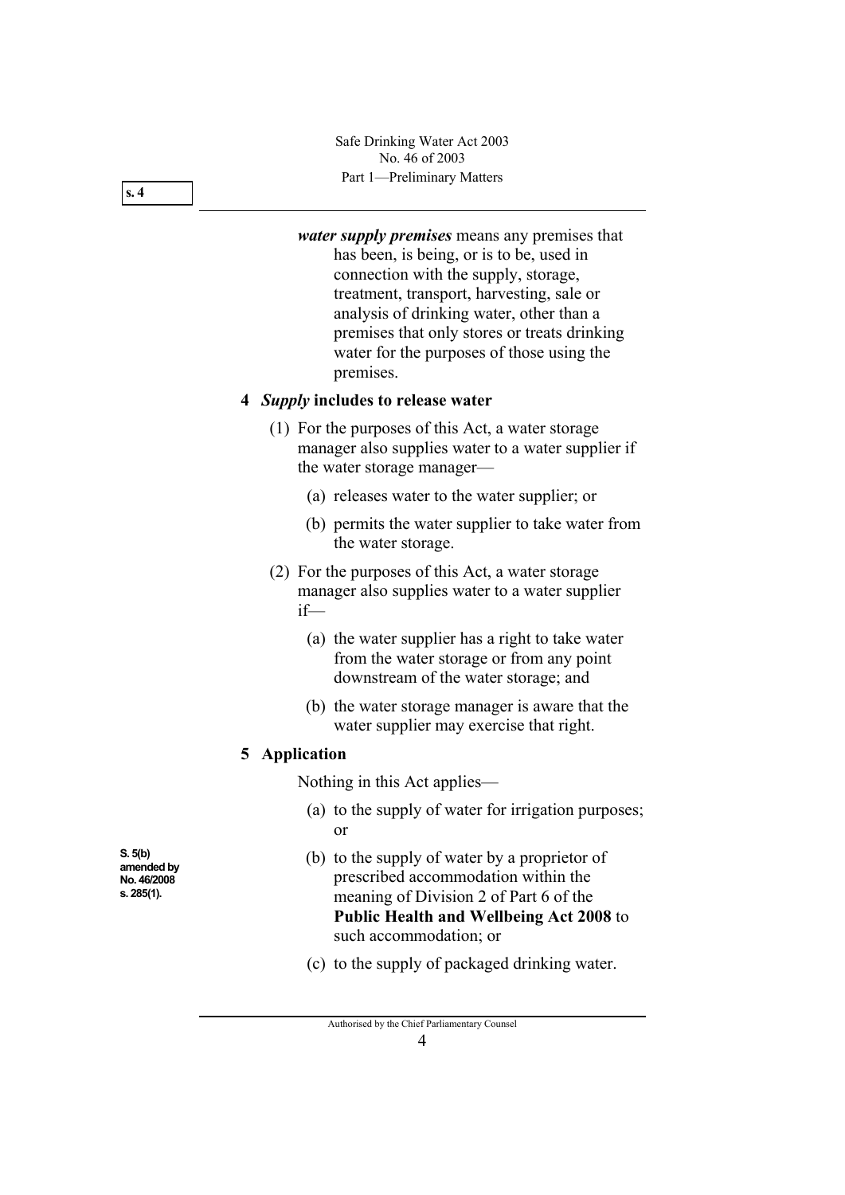***water supply premises*** means any premises that has been, is being, or is to be, used in connection with the supply, storage, treatment, transport, harvesting, sale or analysis of drinking water, other than a premises that only stores or treats drinking water for the purposes of those using the premises.

## 4 *Supply* includes to release water

(1) For the purposes of this Act, a water storage manager also supplies water to a water supplier if the water storage manager—

(a) releases water to the water supplier; or

(b) permits the water supplier to take water from the water storage.

(2) For the purposes of this Act, a water storage manager also supplies water to a water supplier if—

(a) the water supplier has a right to take water from the water storage or from any point downstream of the water storage; and

(b) the water storage manager is aware that the water supplier may exercise that right.

## 5 Application

Nothing in this Act applies—

(a) to the supply of water for irrigation purposes; or

S. 5(b) amended by No. 46/2008 s. 285(1).

(b) to the supply of water by a proprietor of prescribed accommodation within the meaning of Division 2 of Part 6 of the **Public Health and Wellbeing Act 2008** to such accommodation; or

(c) to the supply of packaged drinking water.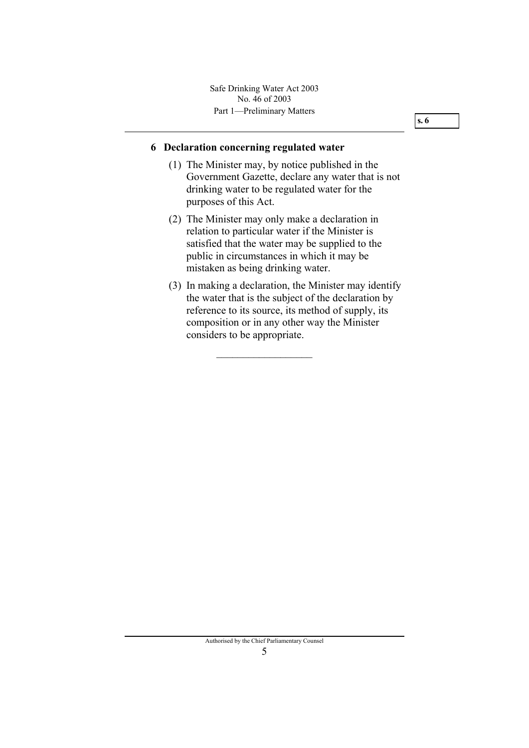## 6 Declaration concerning regulated water

(1) The Minister may, by notice published in the Government Gazette, declare any water that is not drinking water to be regulated water for the purposes of this Act.

(2) The Minister may only make a declaration in relation to particular water if the Minister is satisfied that the water may be supplied to the public in circumstances in which it may be mistaken as being drinking water.

(3) In making a declaration, the Minister may identify the water that is the subject of the declaration by reference to its source, its method of supply, its composition or in any other way the Minister considers to be appropriate.

__________________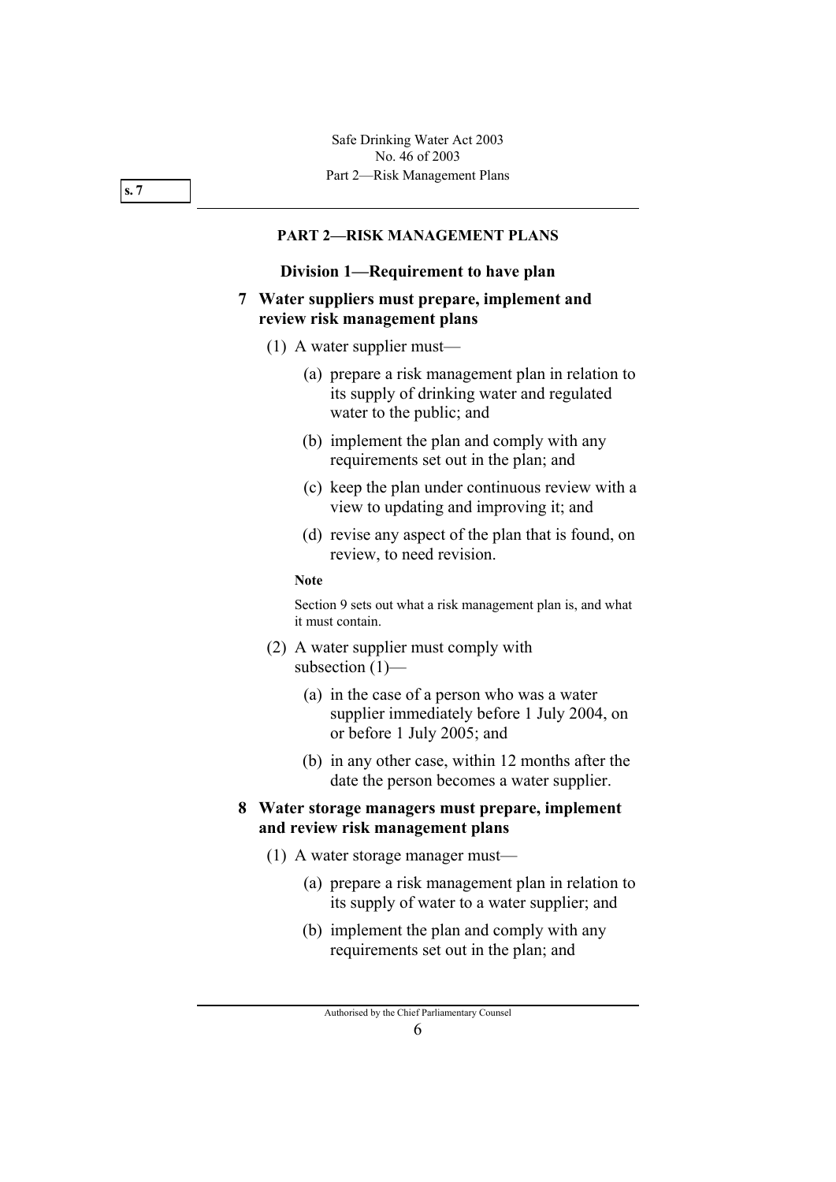## PART 2—RISK MANAGEMENT PLANS

### Division 1—Requirement to have plan

**7 Water suppliers must prepare, implement and review risk management plans**

(1) A water supplier must—

(a) prepare a risk management plan in relation to its supply of drinking water and regulated water to the public; and

(b) implement the plan and comply with any requirements set out in the plan; and

(c) keep the plan under continuous review with a view to updating and improving it; and

(d) revise any aspect of the plan that is found, on review, to need revision.

**Note**

Section 9 sets out what a risk management plan is, and what it must contain.

(2) A water supplier must comply with subsection (1)—

(a) in the case of a person who was a water supplier immediately before 1 July 2004, on or before 1 July 2005; and

(b) in any other case, within 12 months after the date the person becomes a water supplier.

**8 Water storage managers must prepare, implement and review risk management plans**

(1) A water storage manager must—

(a) prepare a risk management plan in relation to its supply of water to a water supplier; and

(b) implement the plan and comply with any requirements set out in the plan; and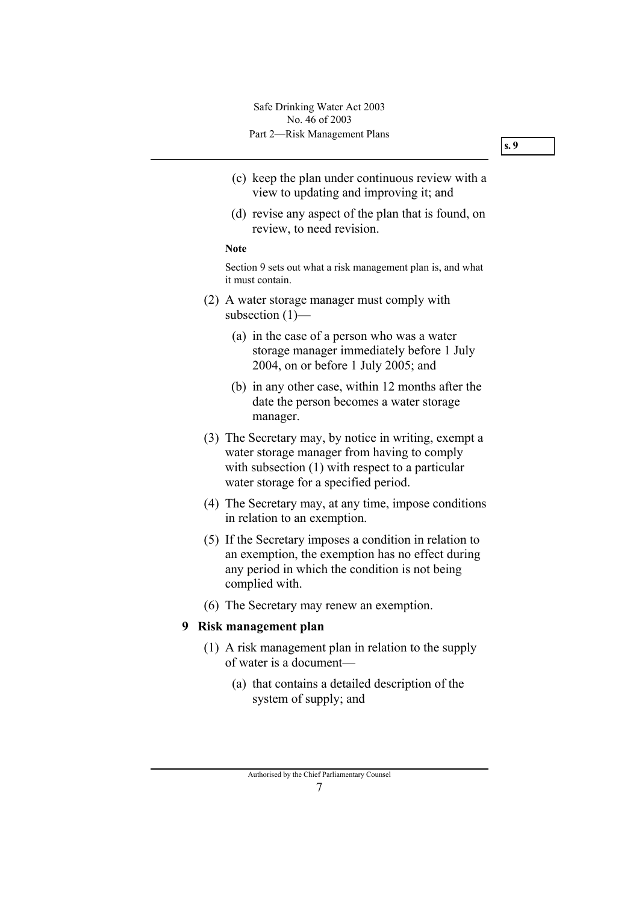(c) keep the plan under continuous review with a view to updating and improving it; and

(d) revise any aspect of the plan that is found, on review, to need revision.

**Note**

Section 9 sets out what a risk management plan is, and what it must contain.

(2) A water storage manager must comply with subsection (1)—

(a) in the case of a person who was a water storage manager immediately before 1 July 2004, on or before 1 July 2005; and

(b) in any other case, within 12 months after the date the person becomes a water storage manager.

(3) The Secretary may, by notice in writing, exempt a water storage manager from having to comply with subsection (1) with respect to a particular water storage for a specified period.

(4) The Secretary may, at any time, impose conditions in relation to an exemption.

(5) If the Secretary imposes a condition in relation to an exemption, the exemption has no effect during any period in which the condition is not being complied with.

(6) The Secretary may renew an exemption.

### 9 Risk management plan

(1) A risk management plan in relation to the supply of water is a document—

(a) that contains a detailed description of the system of supply; and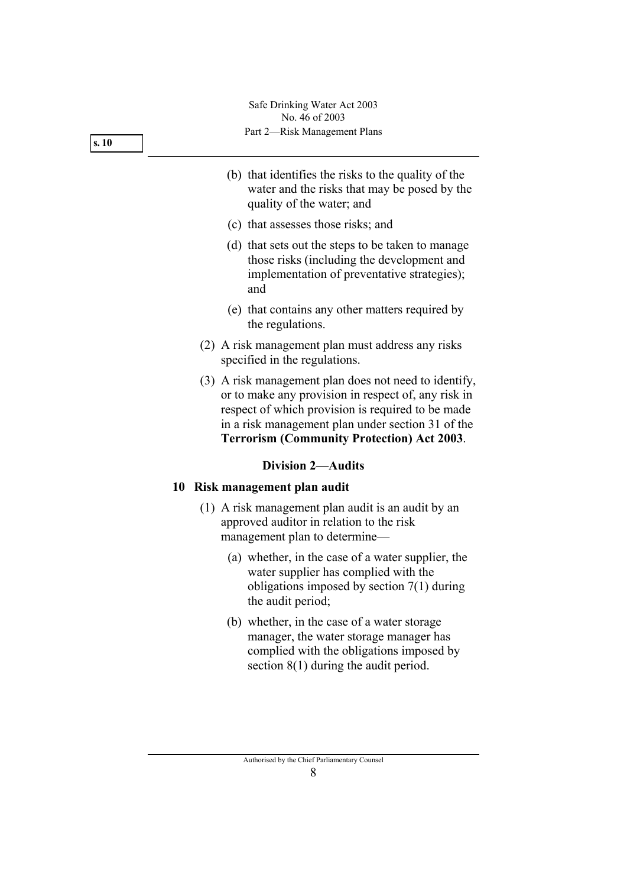(b) that identifies the risks to the quality of the water and the risks that may be posed by the quality of the water; and

(c) that assesses those risks; and

(d) that sets out the steps to be taken to manage those risks (including the development and implementation of preventative strategies); and

(e) that contains any other matters required by the regulations.

(2) A risk management plan must address any risks specified in the regulations.

(3) A risk management plan does not need to identify, or to make any provision in respect of, any risk in respect of which provision is required to be made in a risk management plan under section 31 of the **Terrorism (Community Protection) Act 2003**.

### Division 2—Audits

#### 10 Risk management plan audit

(1) A risk management plan audit is an audit by an approved auditor in relation to the risk management plan to determine—

(a) whether, in the case of a water supplier, the water supplier has complied with the obligations imposed by section 7(1) during the audit period;

(b) whether, in the case of a water storage manager, the water storage manager has complied with the obligations imposed by section 8(1) during the audit period.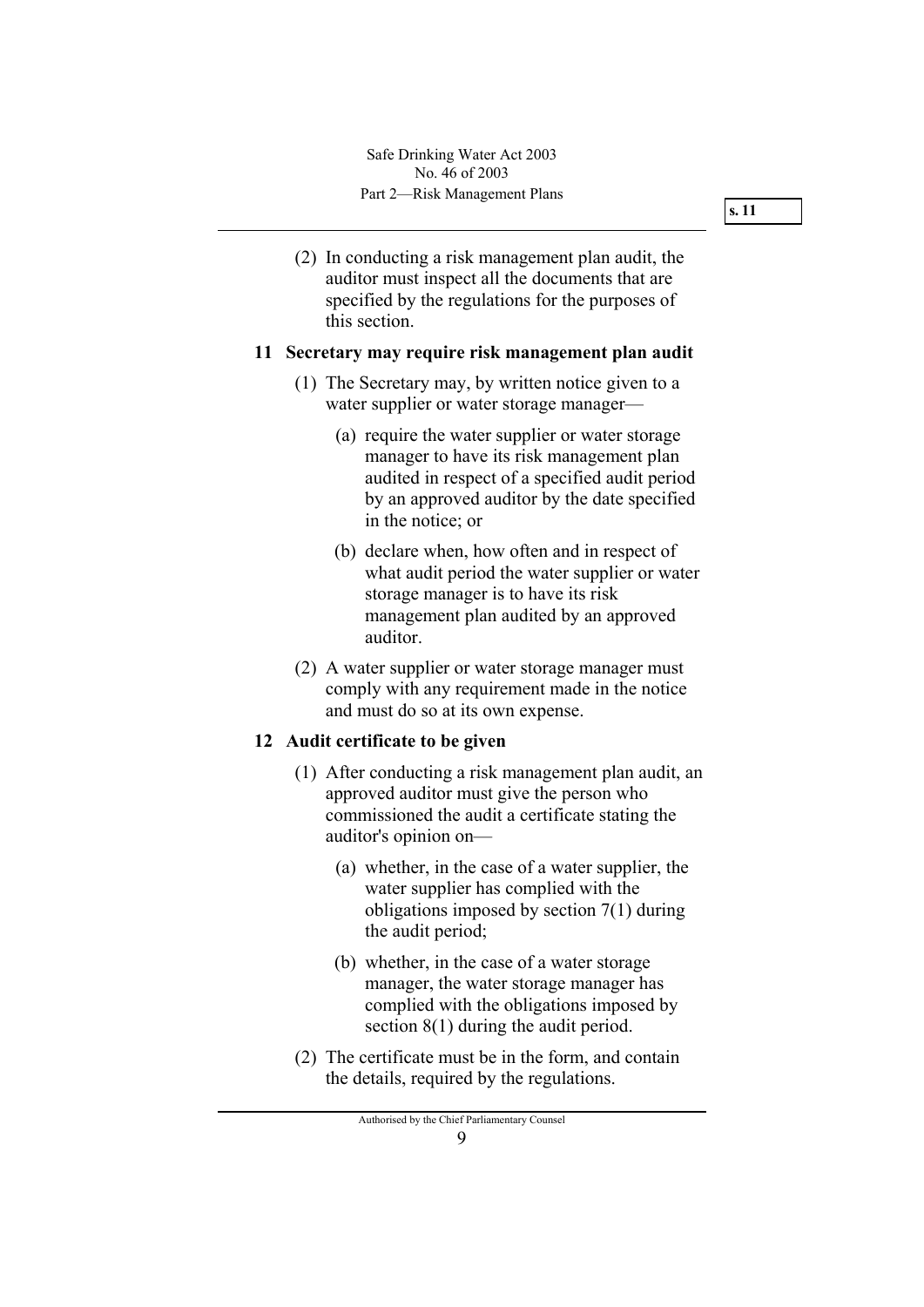(2) In conducting a risk management plan audit, the auditor must inspect all the documents that are specified by the regulations for the purposes of this section.

## 11 Secretary may require risk management plan audit

(1) The Secretary may, by written notice given to a water supplier or water storage manager—

(a) require the water supplier or water storage manager to have its risk management plan audited in respect of a specified audit period by an approved auditor by the date specified in the notice; or

(b) declare when, how often and in respect of what audit period the water supplier or water storage manager is to have its risk management plan audited by an approved auditor.

(2) A water supplier or water storage manager must comply with any requirement made in the notice and must do so at its own expense.

## 12 Audit certificate to be given

(1) After conducting a risk management plan audit, an approved auditor must give the person who commissioned the audit a certificate stating the auditor's opinion on—

(a) whether, in the case of a water supplier, the water supplier has complied with the obligations imposed by section 7(1) during the audit period;

(b) whether, in the case of a water storage manager, the water storage manager has complied with the obligations imposed by section 8(1) during the audit period.

(2) The certificate must be in the form, and contain the details, required by the regulations.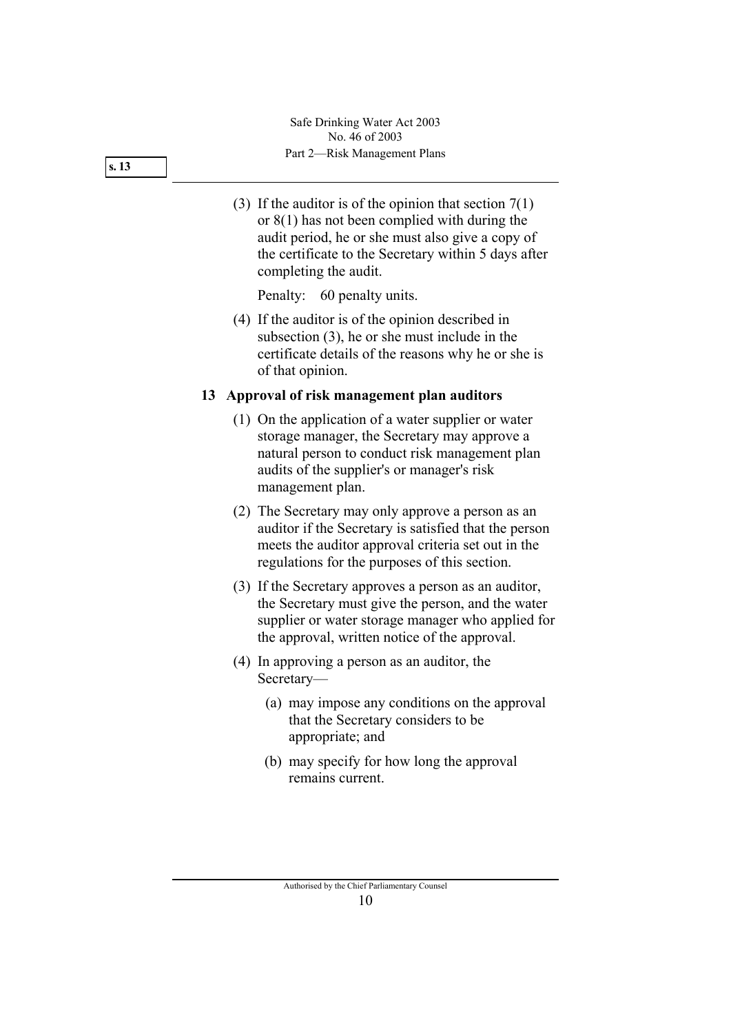(3) If the auditor is of the opinion that section 7(1) or 8(1) has not been complied with during the audit period, he or she must also give a copy of the certificate to the Secretary within 5 days after completing the audit.

Penalty: 60 penalty units.

(4) If the auditor is of the opinion described in subsection (3), he or she must include in the certificate details of the reasons why he or she is of that opinion.

**13 Approval of risk management plan auditors**

(1) On the application of a water supplier or water storage manager, the Secretary may approve a natural person to conduct risk management plan audits of the supplier's or manager's risk management plan.

(2) The Secretary may only approve a person as an auditor if the Secretary is satisfied that the person meets the auditor approval criteria set out in the regulations for the purposes of this section.

(3) If the Secretary approves a person as an auditor, the Secretary must give the person, and the water supplier or water storage manager who applied for the approval, written notice of the approval.

(4) In approving a person as an auditor, the Secretary—

(a) may impose any conditions on the approval that the Secretary considers to be appropriate; and

(b) may specify for how long the approval remains current.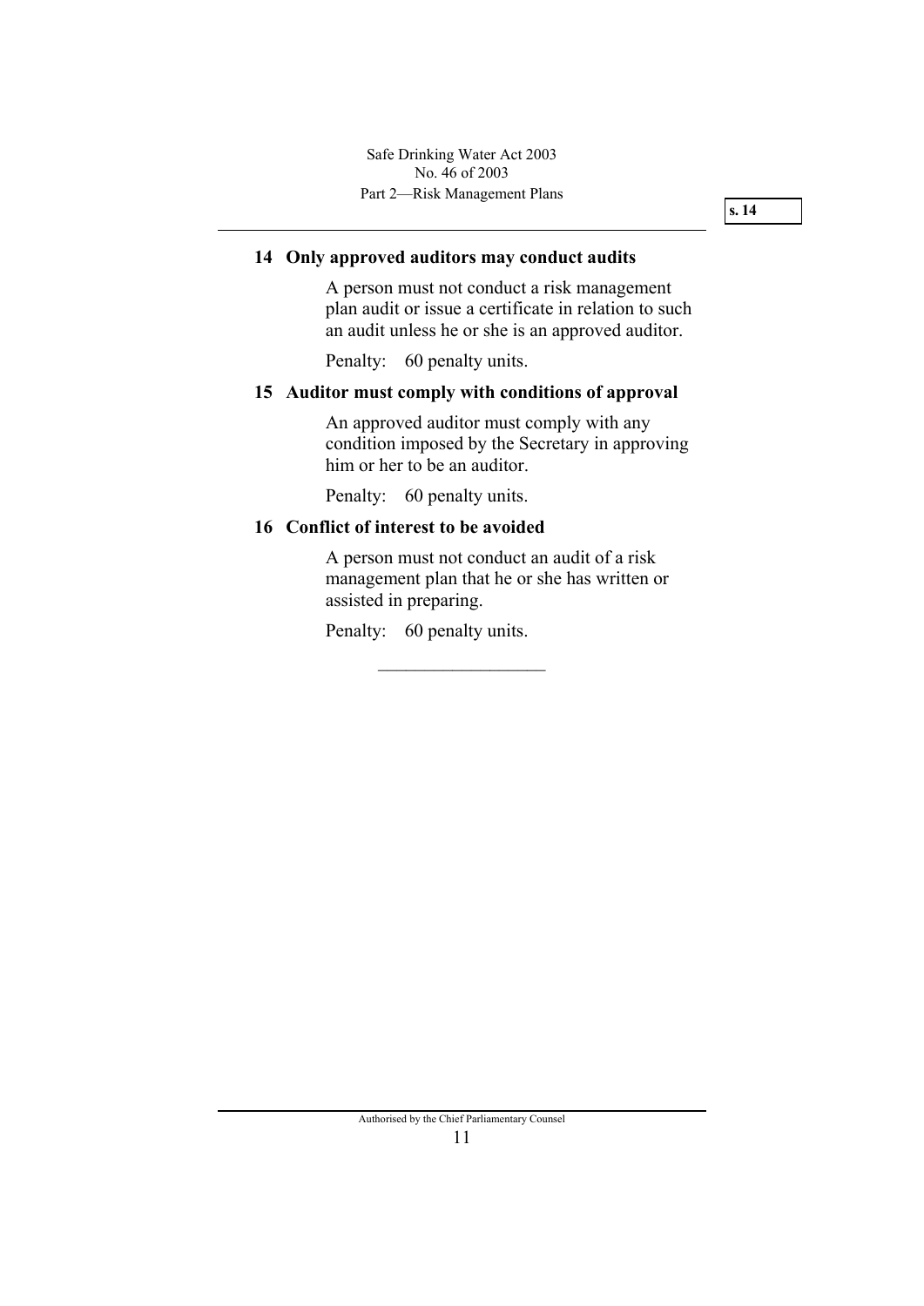## 14 Only approved auditors may conduct audits

A person must not conduct a risk management plan audit or issue a certificate in relation to such an audit unless he or she is an approved auditor.

Penalty: 60 penalty units.

## 15 Auditor must comply with conditions of approval

An approved auditor must comply with any condition imposed by the Secretary in approving him or her to be an auditor.

Penalty: 60 penalty units.

## 16 Conflict of interest to be avoided

A person must not conduct an audit of a risk management plan that he or she has written or assisted in preparing.

Penalty: 60 penalty units.

---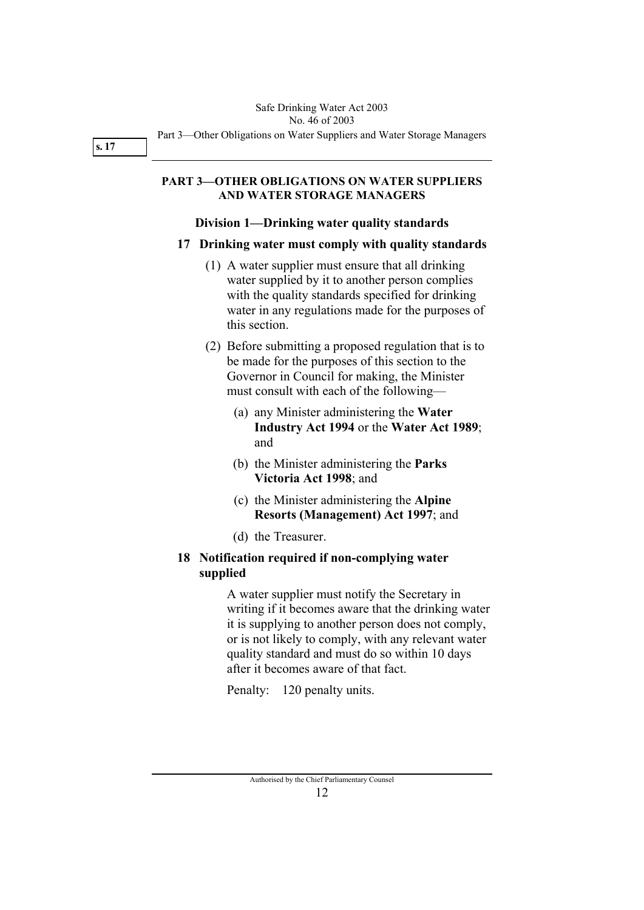## PART 3—OTHER OBLIGATIONS ON WATER SUPPLIERS AND WATER STORAGE MANAGERS

### Division 1—Drinking water quality standards

**17 Drinking water must comply with quality standards**

(1) A water supplier must ensure that all drinking water supplied by it to another person complies with the quality standards specified for drinking water in any regulations made for the purposes of this section.

(2) Before submitting a proposed regulation that is to be made for the purposes of this section to the Governor in Council for making, the Minister must consult with each of the following—

(a) any Minister administering the **Water Industry Act 1994** or the **Water Act 1989**; and

(b) the Minister administering the **Parks Victoria Act 1998**; and

(c) the Minister administering the **Alpine Resorts (Management) Act 1997**; and

(d) the Treasurer.

**18 Notification required if non-complying water supplied**

A water supplier must notify the Secretary in writing if it becomes aware that the drinking water it is supplying to another person does not comply, or is not likely to comply, with any relevant water quality standard and must do so within 10 days after it becomes aware of that fact.

Penalty: 120 penalty units.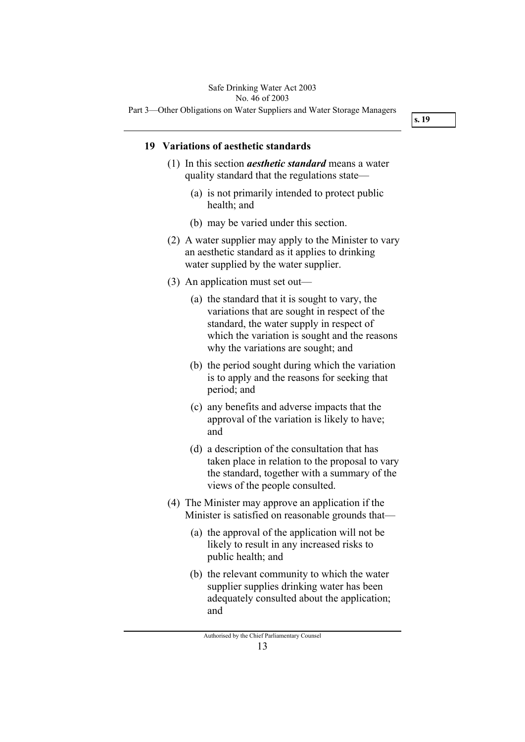## 19 Variations of aesthetic standards

(1) In this section ***aesthetic standard*** means a water quality standard that the regulations state—

(a) is not primarily intended to protect public health; and

(b) may be varied under this section.

(2) A water supplier may apply to the Minister to vary an aesthetic standard as it applies to drinking water supplied by the water supplier.

(3) An application must set out—

(a) the standard that it is sought to vary, the variations that are sought in respect of the standard, the water supply in respect of which the variation is sought and the reasons why the variations are sought; and

(b) the period sought during which the variation is to apply and the reasons for seeking that period; and

(c) any benefits and adverse impacts that the approval of the variation is likely to have; and

(d) a description of the consultation that has taken place in relation to the proposal to vary the standard, together with a summary of the views of the people consulted.

(4) The Minister may approve an application if the Minister is satisfied on reasonable grounds that—

(a) the approval of the application will not be likely to result in any increased risks to public health; and

(b) the relevant community to which the water supplier supplies drinking water has been adequately consulted about the application; and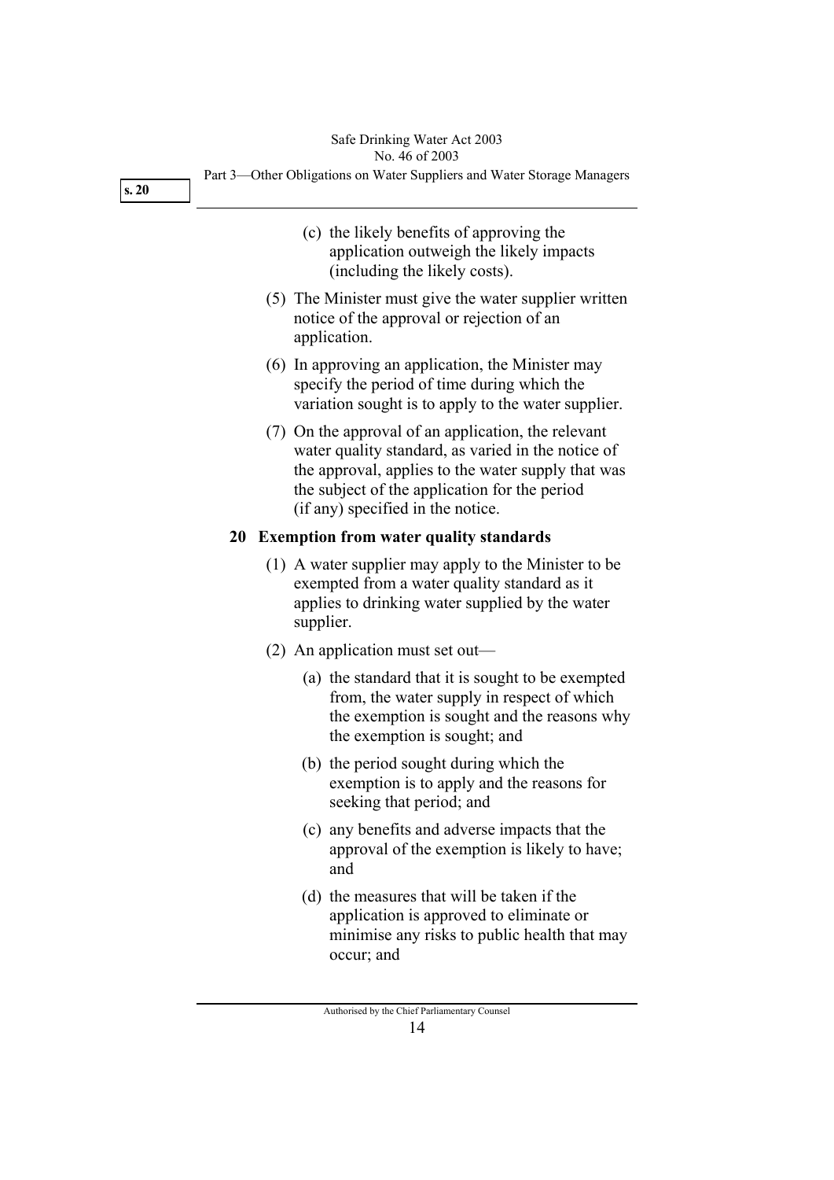(c) the likely benefits of approving the application outweigh the likely impacts (including the likely costs).

(5) The Minister must give the water supplier written notice of the approval or rejection of an application.

(6) In approving an application, the Minister may specify the period of time during which the variation sought is to apply to the water supplier.

(7) On the approval of an application, the relevant water quality standard, as varied in the notice of the approval, applies to the water supply that was the subject of the application for the period (if any) specified in the notice.

## 20 Exemption from water quality standards

(1) A water supplier may apply to the Minister to be exempted from a water quality standard as it applies to drinking water supplied by the water supplier.

(2) An application must set out—

(a) the standard that it is sought to be exempted from, the water supply in respect of which the exemption is sought and the reasons why the exemption is sought; and

(b) the period sought during which the exemption is to apply and the reasons for seeking that period; and

(c) any benefits and adverse impacts that the approval of the exemption is likely to have; and

(d) the measures that will be taken if the application is approved to eliminate or minimise any risks to public health that may occur; and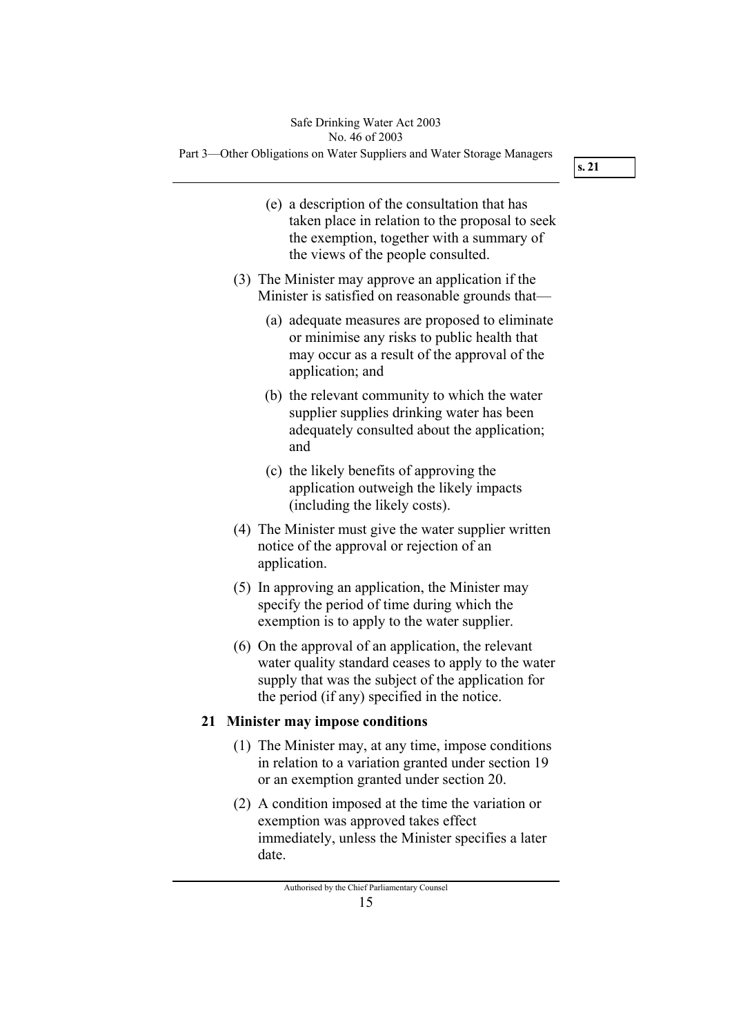(e) a description of the consultation that has taken place in relation to the proposal to seek the exemption, together with a summary of the views of the people consulted.

(3) The Minister may approve an application if the Minister is satisfied on reasonable grounds that—

(a) adequate measures are proposed to eliminate or minimise any risks to public health that may occur as a result of the approval of the application; and

(b) the relevant community to which the water supplier supplies drinking water has been adequately consulted about the application; and

(c) the likely benefits of approving the application outweigh the likely impacts (including the likely costs).

(4) The Minister must give the water supplier written notice of the approval or rejection of an application.

(5) In approving an application, the Minister may specify the period of time during which the exemption is to apply to the water supplier.

(6) On the approval of an application, the relevant water quality standard ceases to apply to the water supply that was the subject of the application for the period (if any) specified in the notice.

**21 Minister may impose conditions**

(1) The Minister may, at any time, impose conditions in relation to a variation granted under section 19 or an exemption granted under section 20.

(2) A condition imposed at the time the variation or exemption was approved takes effect immediately, unless the Minister specifies a later date.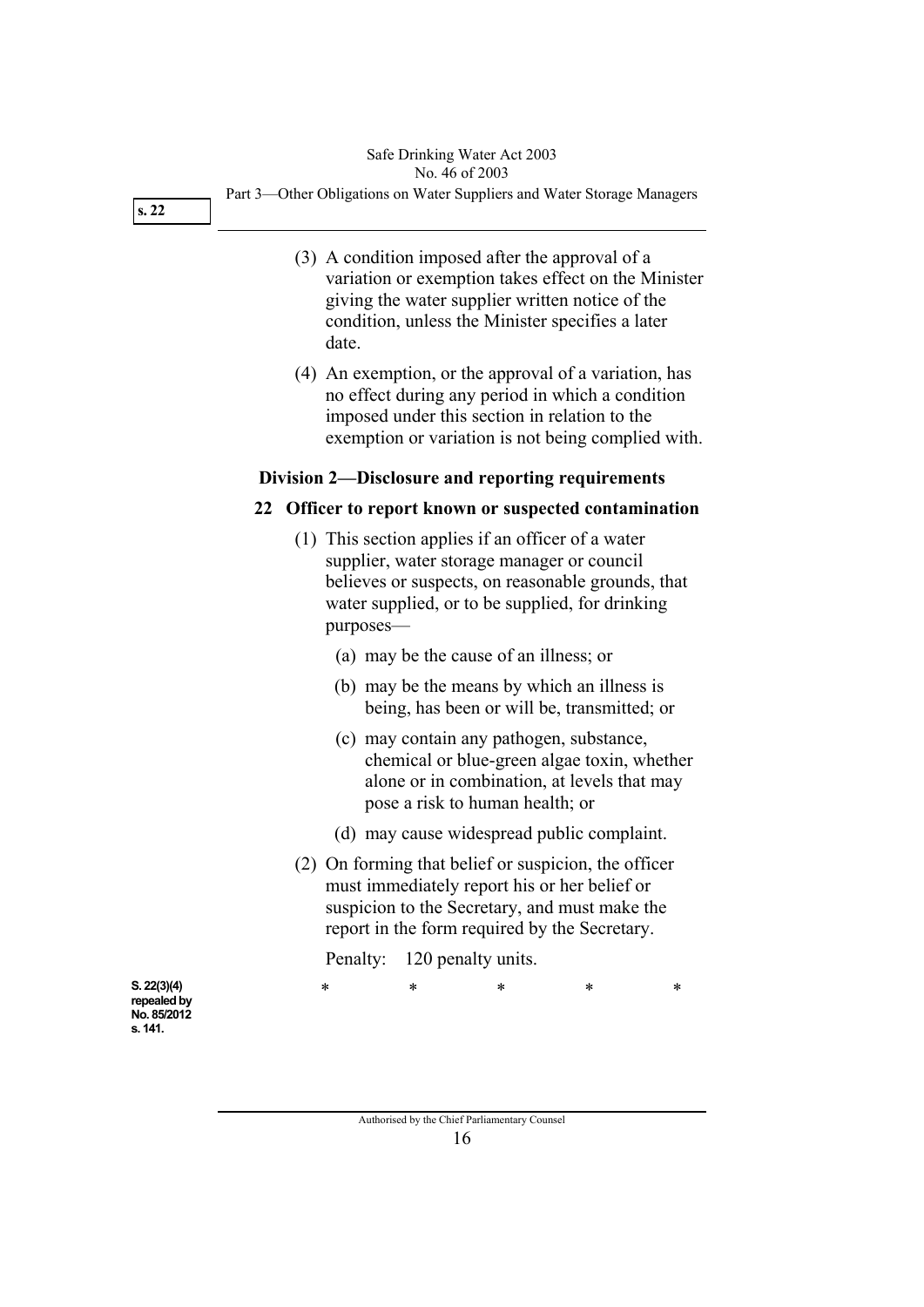(3) A condition imposed after the approval of a variation or exemption takes effect on the Minister giving the water supplier written notice of the condition, unless the Minister specifies a later date.

(4) An exemption, or the approval of a variation, has no effect during any period in which a condition imposed under this section in relation to the exemption or variation is not being complied with.

## Division 2—Disclosure and reporting requirements

### 22 Officer to report known or suspected contamination

(1) This section applies if an officer of a water supplier, water storage manager or council believes or suspects, on reasonable grounds, that water supplied, or to be supplied, for drinking purposes—

(a) may be the cause of an illness; or

(b) may be the means by which an illness is being, has been or will be, transmitted; or

(c) may contain any pathogen, substance, chemical or blue-green algae toxin, whether alone or in combination, at levels that may pose a risk to human health; or

(d) may cause widespread public complaint.

(2) On forming that belief or suspicion, the officer must immediately report his or her belief or suspicion to the Secretary, and must make the report in the form required by the Secretary.

Penalty: 120 penalty units.

S. 22(3)(4) repealed by No. 85/2012 s. 141.

\*     \*     \*     \*     \*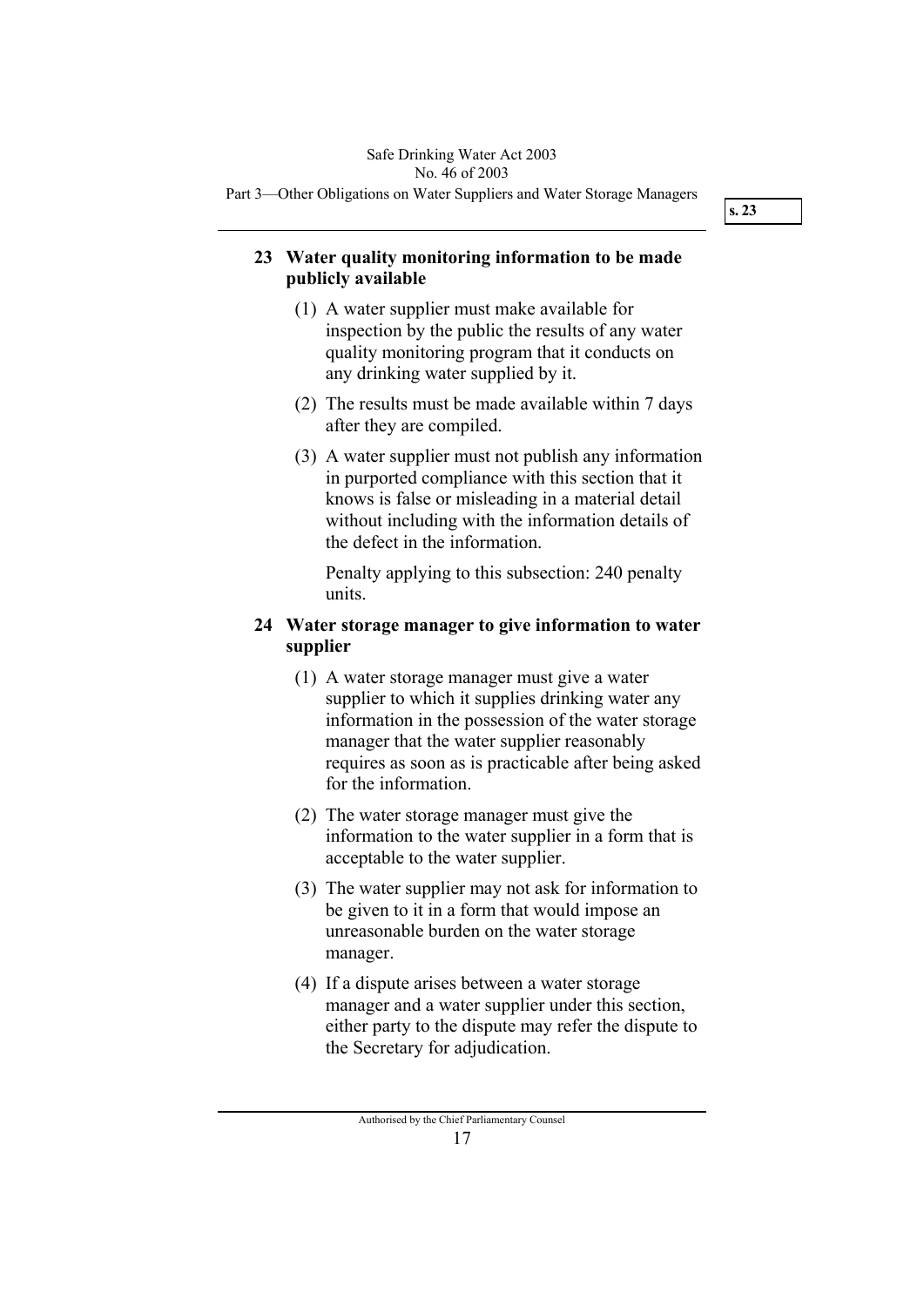## 23 Water quality monitoring information to be made publicly available

(1) A water supplier must make available for inspection by the public the results of any water quality monitoring program that it conducts on any drinking water supplied by it.

(2) The results must be made available within 7 days after they are compiled.

(3) A water supplier must not publish any information in purported compliance with this section that it knows is false or misleading in a material detail without including with the information details of the defect in the information.

Penalty applying to this subsection: 240 penalty units.

## 24 Water storage manager to give information to water supplier

(1) A water storage manager must give a water supplier to which it supplies drinking water any information in the possession of the water storage manager that the water supplier reasonably requires as soon as is practicable after being asked for the information.

(2) The water storage manager must give the information to the water supplier in a form that is acceptable to the water supplier.

(3) The water supplier may not ask for information to be given to it in a form that would impose an unreasonable burden on the water storage manager.

(4) If a dispute arises between a water storage manager and a water supplier under this section, either party to the dispute may refer the dispute to the Secretary for adjudication.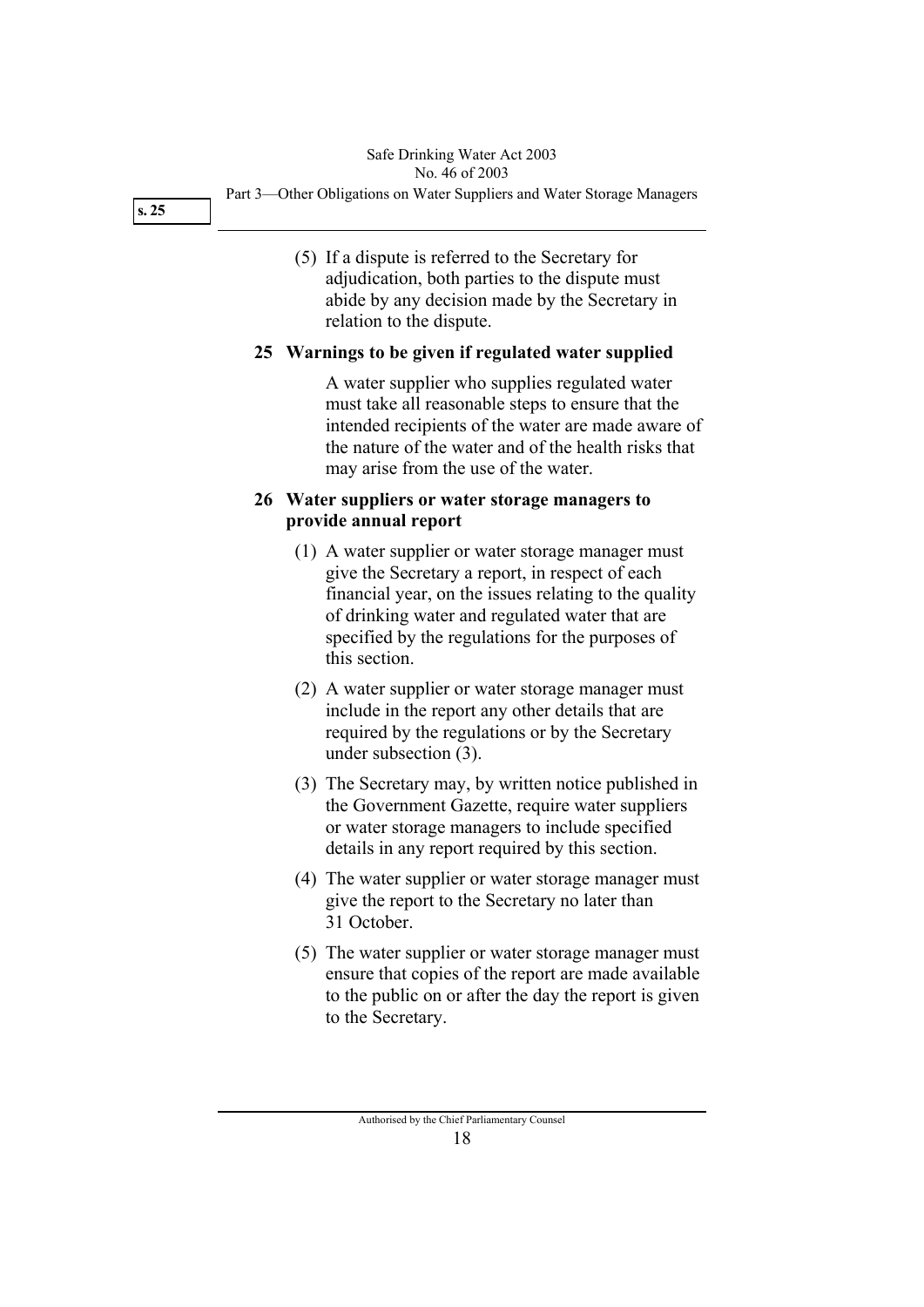(5) If a dispute is referred to the Secretary for adjudication, both parties to the dispute must abide by any decision made by the Secretary in relation to the dispute.

## 25 Warnings to be given if regulated water supplied

A water supplier who supplies regulated water must take all reasonable steps to ensure that the intended recipients of the water are made aware of the nature of the water and of the health risks that may arise from the use of the water.

## 26 Water suppliers or water storage managers to provide annual report

(1) A water supplier or water storage manager must give the Secretary a report, in respect of each financial year, on the issues relating to the quality of drinking water and regulated water that are specified by the regulations for the purposes of this section.

(2) A water supplier or water storage manager must include in the report any other details that are required by the regulations or by the Secretary under subsection (3).

(3) The Secretary may, by written notice published in the Government Gazette, require water suppliers or water storage managers to include specified details in any report required by this section.

(4) The water supplier or water storage manager must give the report to the Secretary no later than 31 October.

(5) The water supplier or water storage manager must ensure that copies of the report are made available to the public on or after the day the report is given to the Secretary.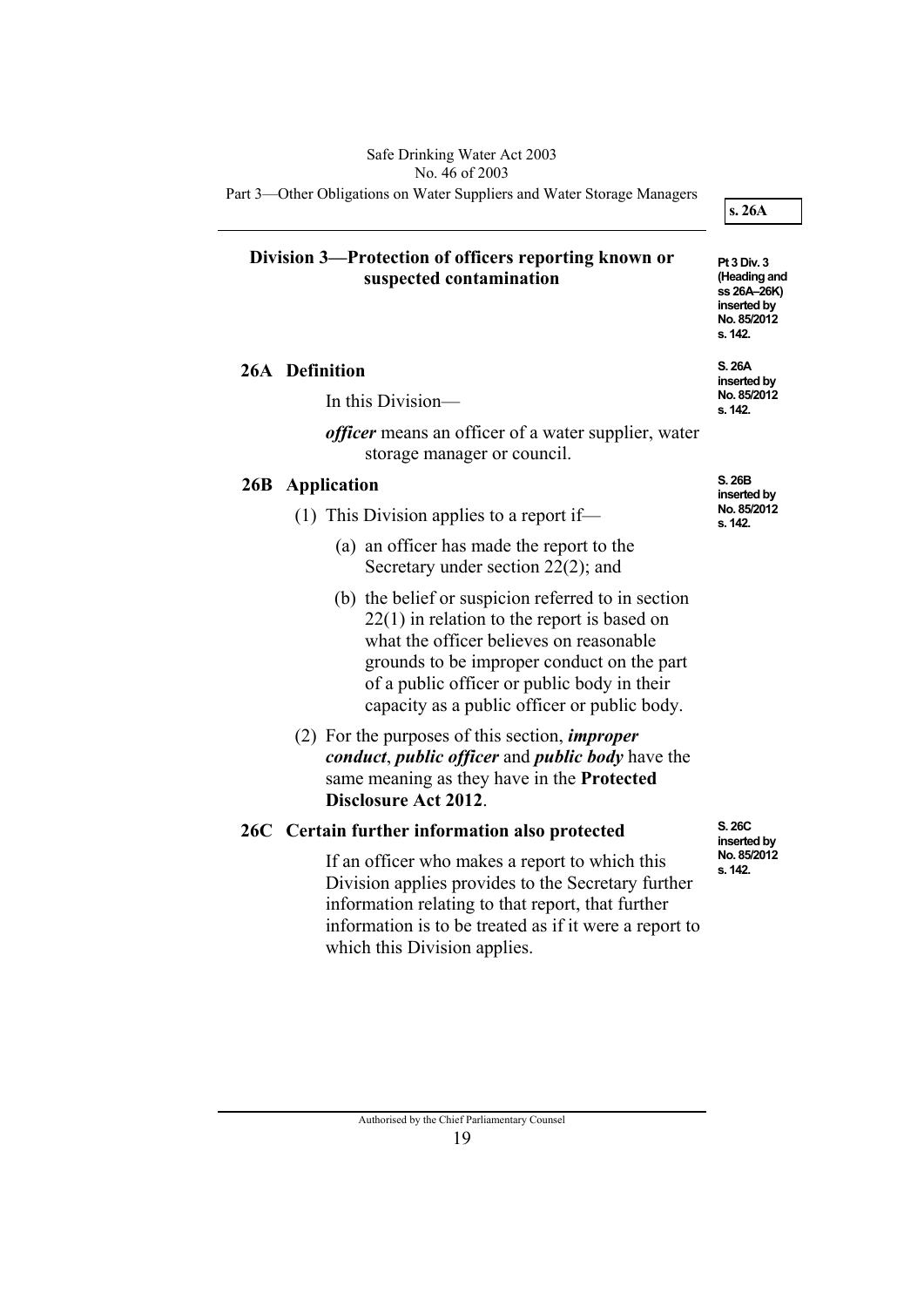## Division 3—Protection of officers reporting known or suspected contamination

Pt 3 Div. 3 (Heading and ss 26A–26K) inserted by No. 85/2012 s. 142.

### 26A Definition

S. 26A inserted by No. 85/2012 s. 142.

In this Division—

***officer*** means an officer of a water supplier, water storage manager or council.

### 26B Application

S. 26B inserted by No. 85/2012 s. 142.

(1) This Division applies to a report if—

(a) an officer has made the report to the Secretary under section 22(2); and

(b) the belief or suspicion referred to in section 22(1) in relation to the report is based on what the officer believes on reasonable grounds to be improper conduct on the part of a public officer or public body in their capacity as a public officer or public body.

(2) For the purposes of this section, ***improper conduct***, ***public officer*** and ***public body*** have the same meaning as they have in the **Protected Disclosure Act 2012**.

### 26C Certain further information also protected

S. 26C inserted by No. 85/2012 s. 142.

If an officer who makes a report to which this Division applies provides to the Secretary further information relating to that report, that further information is to be treated as if it were a report to which this Division applies.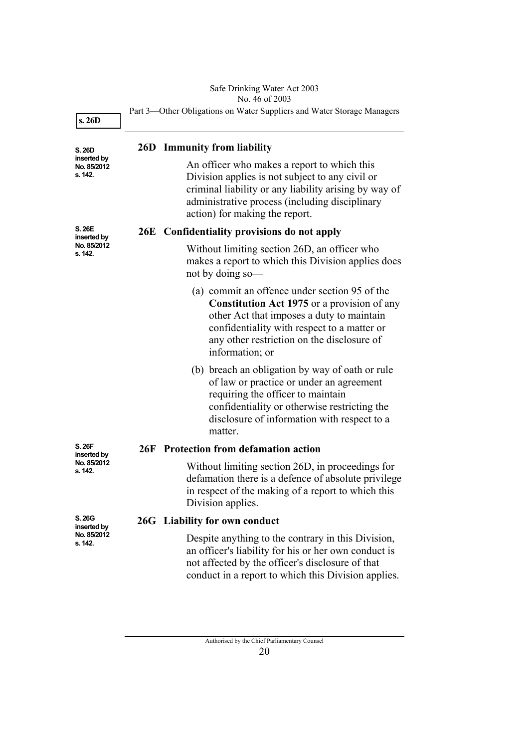## 26D Immunity from liability

S. 26D inserted by No. 85/2012 s. 142.

An officer who makes a report to which this Division applies is not subject to any civil or criminal liability or any liability arising by way of administrative process (including disciplinary action) for making the report.

## 26E Confidentiality provisions do not apply

S. 26E inserted by No. 85/2012 s. 142.

Without limiting section 26D, an officer who makes a report to which this Division applies does not by doing so—

(a) commit an offence under section 95 of the **Constitution Act 1975** or a provision of any other Act that imposes a duty to maintain confidentiality with respect to a matter or any other restriction on the disclosure of information; or

(b) breach an obligation by way of oath or rule of law or practice or under an agreement requiring the officer to maintain confidentiality or otherwise restricting the disclosure of information with respect to a matter.

## 26F Protection from defamation action

S. 26F inserted by No. 85/2012 s. 142.

Without limiting section 26D, in proceedings for defamation there is a defence of absolute privilege in respect of the making of a report to which this Division applies.

## 26G Liability for own conduct

S. 26G inserted by No. 85/2012 s. 142.

Despite anything to the contrary in this Division, an officer's liability for his or her own conduct is not affected by the officer's disclosure of that conduct in a report to which this Division applies.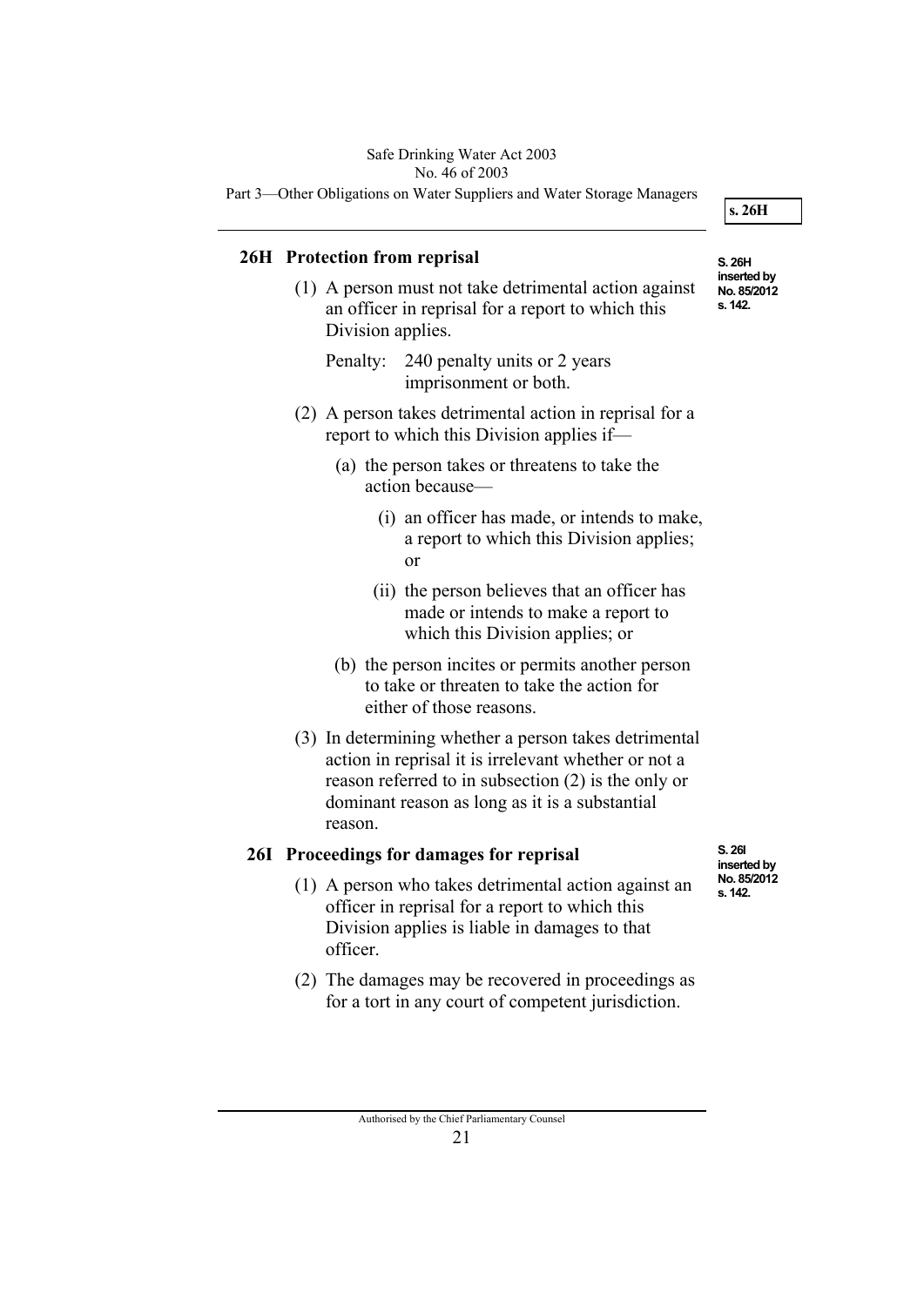## 26H Protection from reprisal

S. 26H inserted by No. 85/2012 s. 142.

(1) A person must not take detrimental action against an officer in reprisal for a report to which this Division applies.

Penalty: 240 penalty units or 2 years imprisonment or both.

(2) A person takes detrimental action in reprisal for a report to which this Division applies if—

(a) the person takes or threatens to take the action because—

(i) an officer has made, or intends to make, a report to which this Division applies; or

(ii) the person believes that an officer has made or intends to make a report to which this Division applies; or

(b) the person incites or permits another person to take or threaten to take the action for either of those reasons.

(3) In determining whether a person takes detrimental action in reprisal it is irrelevant whether or not a reason referred to in subsection (2) is the only or dominant reason as long as it is a substantial reason.

## 26I Proceedings for damages for reprisal

S. 26I inserted by No. 85/2012 s. 142.

(1) A person who takes detrimental action against an officer in reprisal for a report to which this Division applies is liable in damages to that officer.

(2) The damages may be recovered in proceedings as for a tort in any court of competent jurisdiction.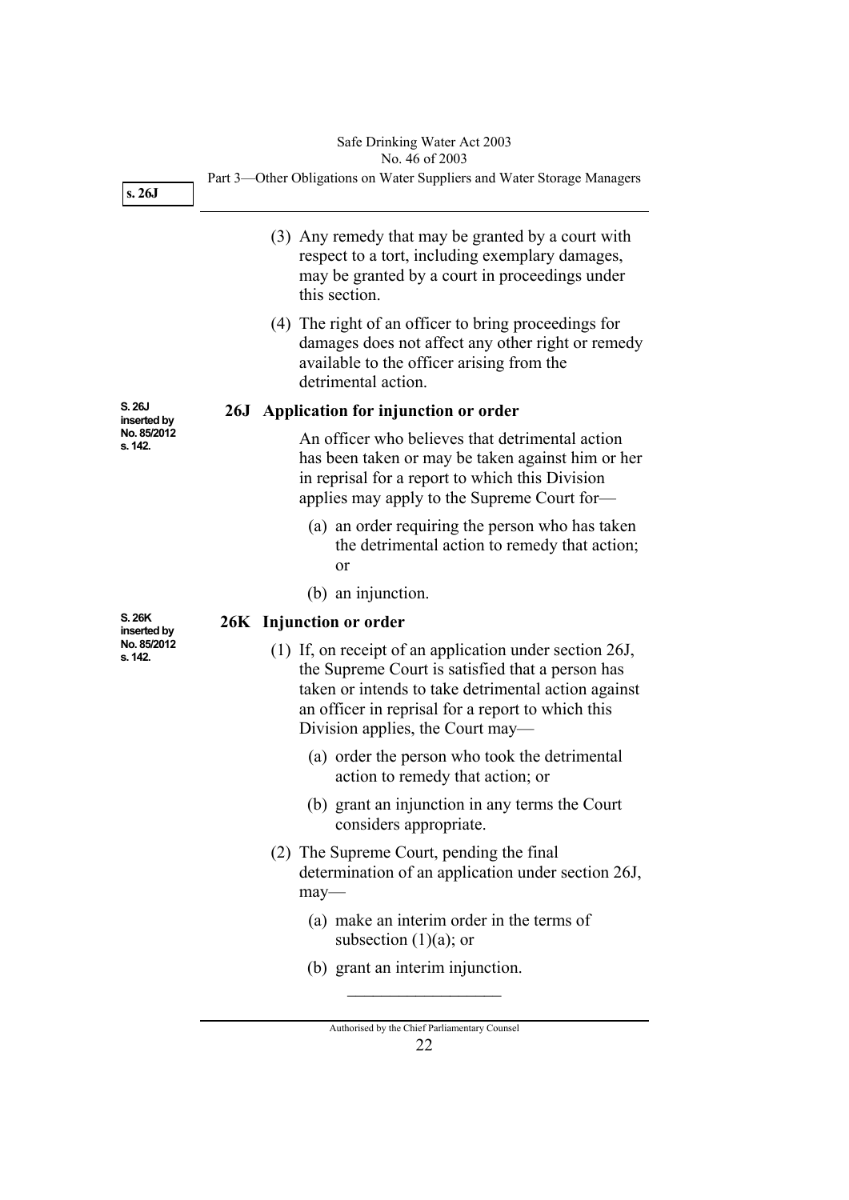(3) Any remedy that may be granted by a court with respect to a tort, including exemplary damages, may be granted by a court in proceedings under this section.

(4) The right of an officer to bring proceedings for damages does not affect any other right or remedy available to the officer arising from the detrimental action.

S. 26J inserted by No. 85/2012 s. 142.

### 26J Application for injunction or order

An officer who believes that detrimental action has been taken or may be taken against him or her in reprisal for a report to which this Division applies may apply to the Supreme Court for—

(a) an order requiring the person who has taken the detrimental action to remedy that action; or

(b) an injunction.

S. 26K inserted by No. 85/2012 s. 142.

### 26K Injunction or order

(1) If, on receipt of an application under section 26J, the Supreme Court is satisfied that a person has taken or intends to take detrimental action against an officer in reprisal for a report to which this Division applies, the Court may—

(a) order the person who took the detrimental action to remedy that action; or

(b) grant an injunction in any terms the Court considers appropriate.

(2) The Supreme Court, pending the final determination of an application under section 26J, may—

(a) make an interim order in the terms of subsection (1)(a); or

(b) grant an interim injunction.

---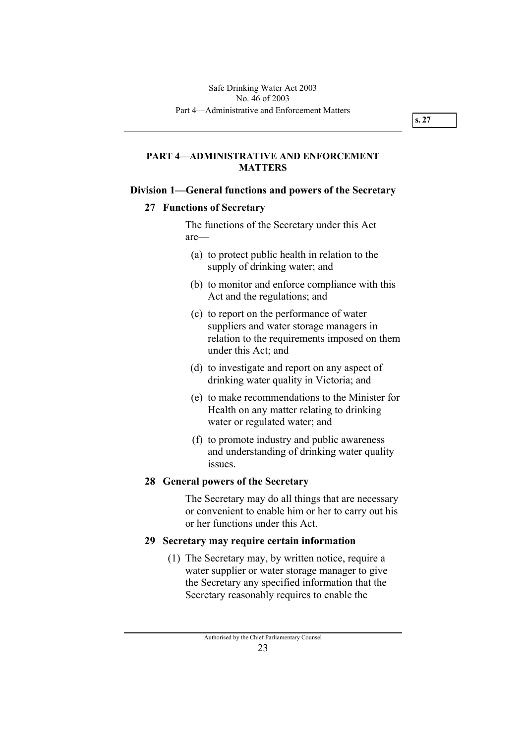# PART 4—ADMINISTRATIVE AND ENFORCEMENT MATTERS

## Division 1—General functions and powers of the Secretary

### 27 Functions of Secretary

The functions of the Secretary under this Act are—

(a) to protect public health in relation to the supply of drinking water; and

(b) to monitor and enforce compliance with this Act and the regulations; and

(c) to report on the performance of water suppliers and water storage managers in relation to the requirements imposed on them under this Act; and

(d) to investigate and report on any aspect of drinking water quality in Victoria; and

(e) to make recommendations to the Minister for Health on any matter relating to drinking water or regulated water; and

(f) to promote industry and public awareness and understanding of drinking water quality issues.

### 28 General powers of the Secretary

The Secretary may do all things that are necessary or convenient to enable him or her to carry out his or her functions under this Act.

### 29 Secretary may require certain information

(1) The Secretary may, by written notice, require a water supplier or water storage manager to give the Secretary any specified information that the Secretary reasonably requires to enable the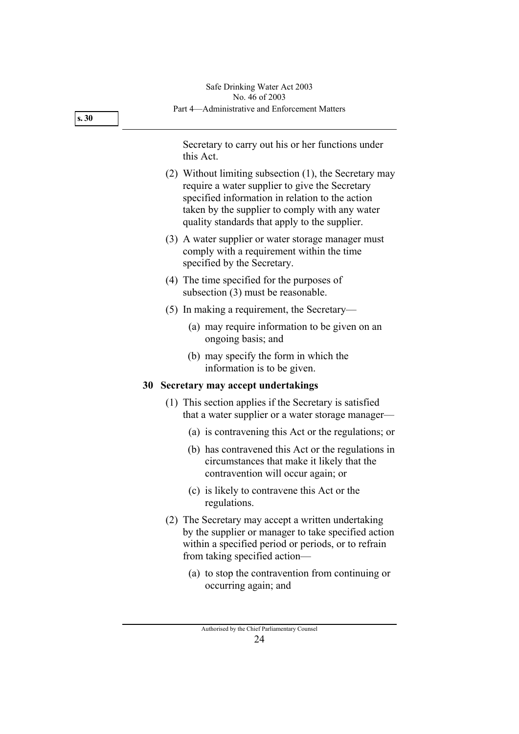Secretary to carry out his or her functions under this Act.

(2) Without limiting subsection (1), the Secretary may require a water supplier to give the Secretary specified information in relation to the action taken by the supplier to comply with any water quality standards that apply to the supplier.

(3) A water supplier or water storage manager must comply with a requirement within the time specified by the Secretary.

(4) The time specified for the purposes of subsection (3) must be reasonable.

(5) In making a requirement, the Secretary—

(a) may require information to be given on an ongoing basis; and

(b) may specify the form in which the information is to be given.

**30 Secretary may accept undertakings**

(1) This section applies if the Secretary is satisfied that a water supplier or a water storage manager—

(a) is contravening this Act or the regulations; or

(b) has contravened this Act or the regulations in circumstances that make it likely that the contravention will occur again; or

(c) is likely to contravene this Act or the regulations.

(2) The Secretary may accept a written undertaking by the supplier or manager to take specified action within a specified period or periods, or to refrain from taking specified action—

(a) to stop the contravention from continuing or occurring again; and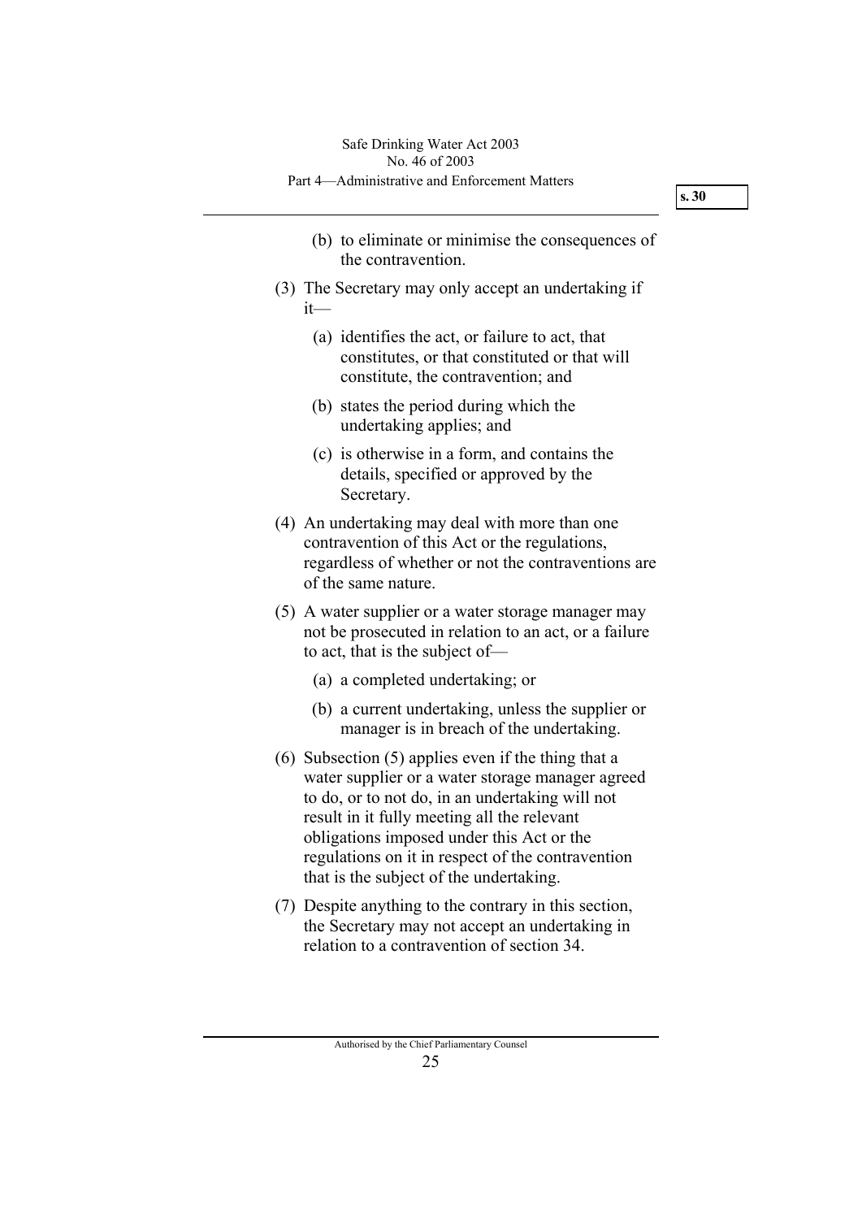(b) to eliminate or minimise the consequences of the contravention.

(3) The Secretary may only accept an undertaking if it—

(a) identifies the act, or failure to act, that constitutes, or that constituted or that will constitute, the contravention; and

(b) states the period during which the undertaking applies; and

(c) is otherwise in a form, and contains the details, specified or approved by the Secretary.

(4) An undertaking may deal with more than one contravention of this Act or the regulations, regardless of whether or not the contraventions are of the same nature.

(5) A water supplier or a water storage manager may not be prosecuted in relation to an act, or a failure to act, that is the subject of—

(a) a completed undertaking; or

(b) a current undertaking, unless the supplier or manager is in breach of the undertaking.

(6) Subsection (5) applies even if the thing that a water supplier or a water storage manager agreed to do, or to not do, in an undertaking will not result in it fully meeting all the relevant obligations imposed under this Act or the regulations on it in respect of the contravention that is the subject of the undertaking.

(7) Despite anything to the contrary in this section, the Secretary may not accept an undertaking in relation to a contravention of section 34.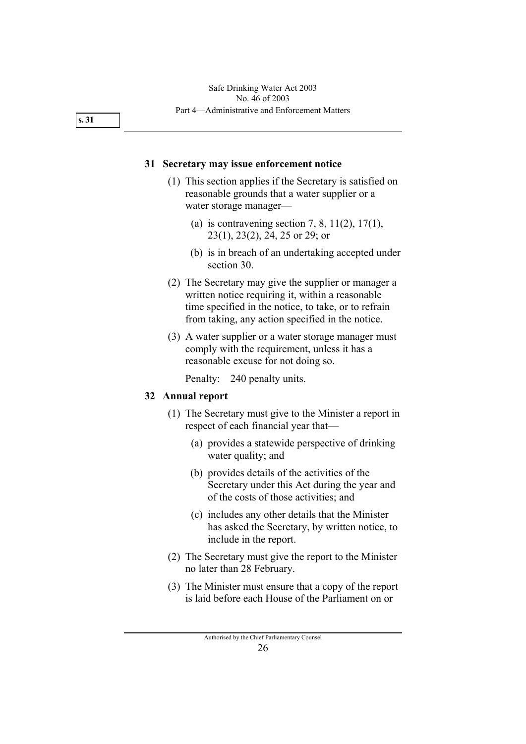## 31 Secretary may issue enforcement notice

(1) This section applies if the Secretary is satisfied on reasonable grounds that a water supplier or a water storage manager—

(a) is contravening section 7, 8, 11(2), 17(1), 23(1), 23(2), 24, 25 or 29; or

(b) is in breach of an undertaking accepted under section 30.

(2) The Secretary may give the supplier or manager a written notice requiring it, within a reasonable time specified in the notice, to take, or to refrain from taking, any action specified in the notice.

(3) A water supplier or a water storage manager must comply with the requirement, unless it has a reasonable excuse for not doing so.

Penalty: 240 penalty units.

## 32 Annual report

(1) The Secretary must give to the Minister a report in respect of each financial year that—

(a) provides a statewide perspective of drinking water quality; and

(b) provides details of the activities of the Secretary under this Act during the year and of the costs of those activities; and

(c) includes any other details that the Minister has asked the Secretary, by written notice, to include in the report.

(2) The Secretary must give the report to the Minister no later than 28 February.

(3) The Minister must ensure that a copy of the report is laid before each House of the Parliament on or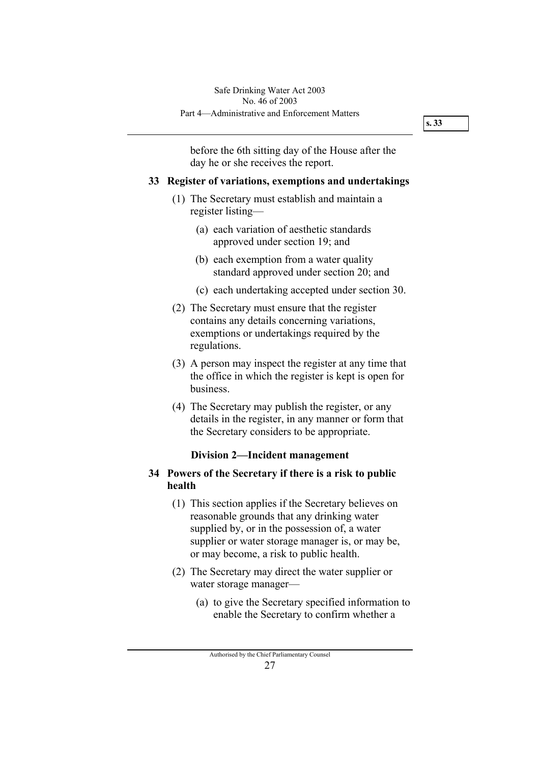before the 6th sitting day of the House after the day he or she receives the report.

### 33 Register of variations, exemptions and undertakings

(1) The Secretary must establish and maintain a register listing—

(a) each variation of aesthetic standards approved under section 19; and

(b) each exemption from a water quality standard approved under section 20; and

(c) each undertaking accepted under section 30.

(2) The Secretary must ensure that the register contains any details concerning variations, exemptions or undertakings required by the regulations.

(3) A person may inspect the register at any time that the office in which the register is kept is open for business.

(4) The Secretary may publish the register, or any details in the register, in any manner or form that the Secretary considers to be appropriate.

## Division 2—Incident management

### 34 Powers of the Secretary if there is a risk to public health

(1) This section applies if the Secretary believes on reasonable grounds that any drinking water supplied by, or in the possession of, a water supplier or water storage manager is, or may be, or may become, a risk to public health.

(2) The Secretary may direct the water supplier or water storage manager—

(a) to give the Secretary specified information to enable the Secretary to confirm whether a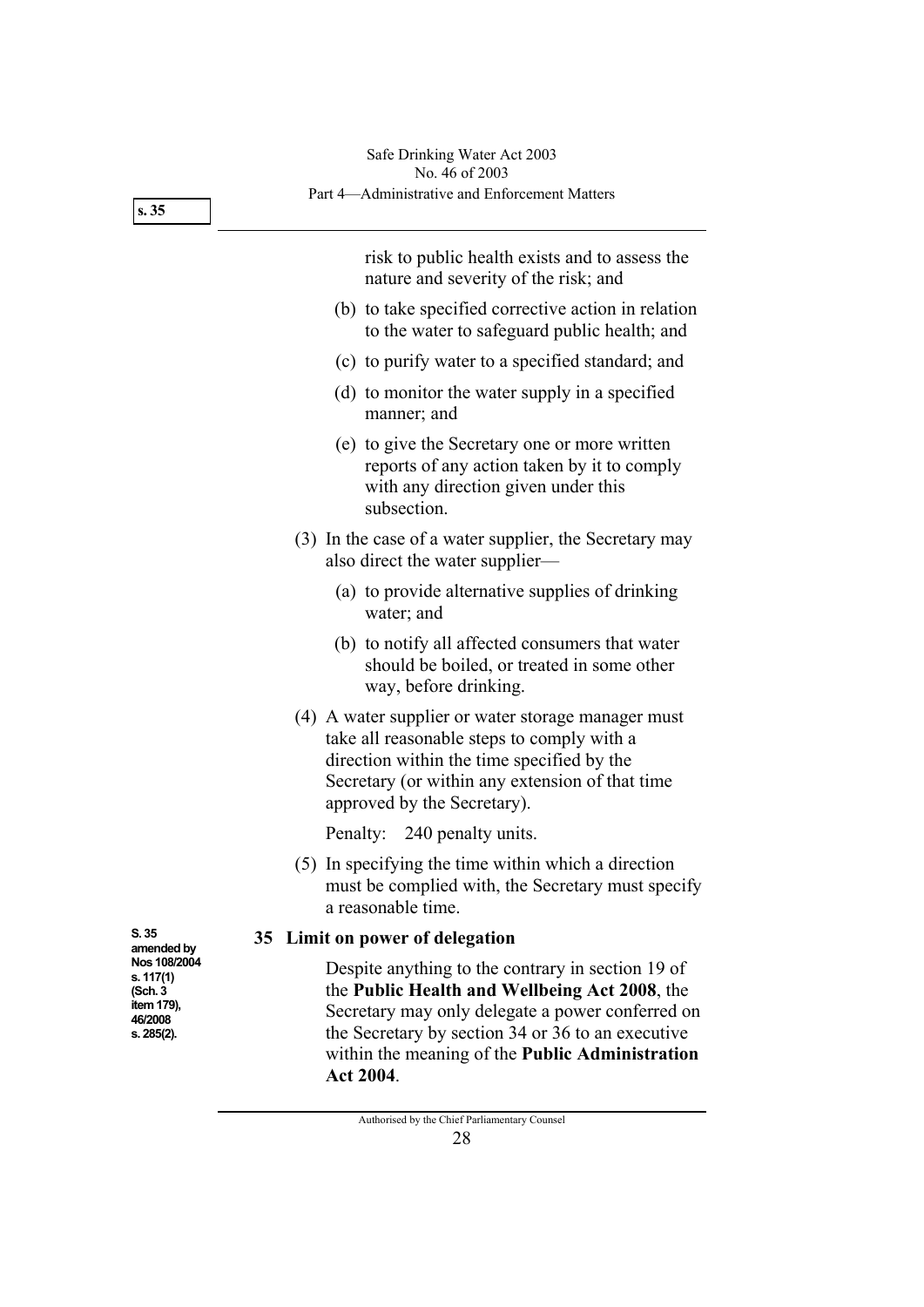risk to public health exists and to assess the nature and severity of the risk; and

(b) to take specified corrective action in relation to the water to safeguard public health; and

(c) to purify water to a specified standard; and

(d) to monitor the water supply in a specified manner; and

(e) to give the Secretary one or more written reports of any action taken by it to comply with any direction given under this subsection.

(3) In the case of a water supplier, the Secretary may also direct the water supplier—

(a) to provide alternative supplies of drinking water; and

(b) to notify all affected consumers that water should be boiled, or treated in some other way, before drinking.

(4) A water supplier or water storage manager must take all reasonable steps to comply with a direction within the time specified by the Secretary (or within any extension of that time approved by the Secretary).

Penalty: 240 penalty units.

(5) In specifying the time within which a direction must be complied with, the Secretary must specify a reasonable time.

S. 35 amended by Nos 108/2004 s. 117(1) (Sch. 3 item 179), 46/2008 s. 285(2).

## 35 Limit on power of delegation

Despite anything to the contrary in section 19 of the **Public Health and Wellbeing Act 2008**, the Secretary may only delegate a power conferred on the Secretary by section 34 or 36 to an executive within the meaning of the **Public Administration Act 2004**.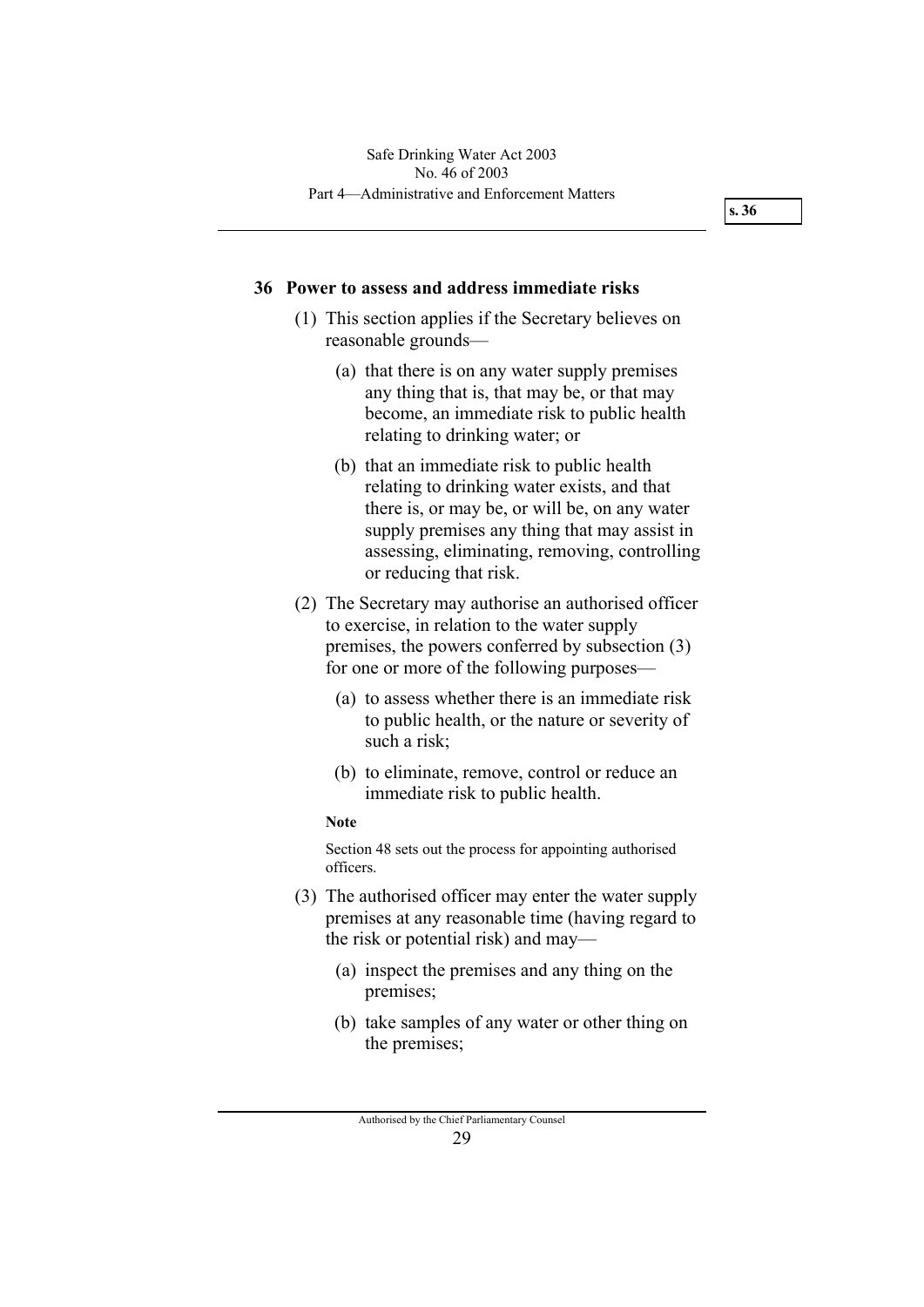## 36 Power to assess and address immediate risks

(1) This section applies if the Secretary believes on reasonable grounds—

(a) that there is on any water supply premises any thing that is, that may be, or that may become, an immediate risk to public health relating to drinking water; or

(b) that an immediate risk to public health relating to drinking water exists, and that there is, or may be, or will be, on any water supply premises any thing that may assist in assessing, eliminating, removing, controlling or reducing that risk.

(2) The Secretary may authorise an authorised officer to exercise, in relation to the water supply premises, the powers conferred by subsection (3) for one or more of the following purposes—

(a) to assess whether there is an immediate risk to public health, or the nature or severity of such a risk;

(b) to eliminate, remove, control or reduce an immediate risk to public health.

**Note**

Section 48 sets out the process for appointing authorised officers.

(3) The authorised officer may enter the water supply premises at any reasonable time (having regard to the risk or potential risk) and may—

(a) inspect the premises and any thing on the premises;

(b) take samples of any water or other thing on the premises;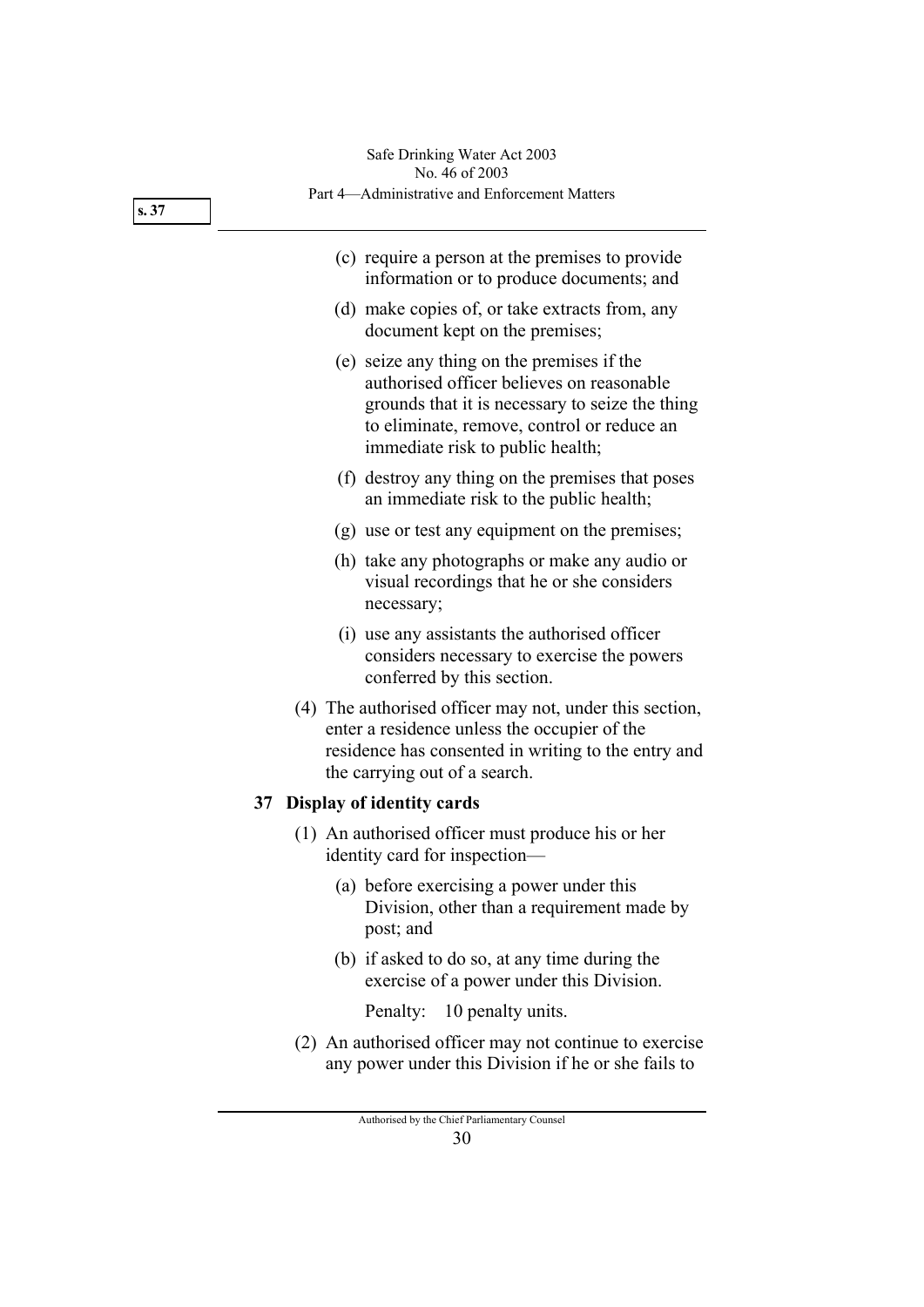(c) require a person at the premises to provide information or to produce documents; and

(d) make copies of, or take extracts from, any document kept on the premises;

(e) seize any thing on the premises if the authorised officer believes on reasonable grounds that it is necessary to seize the thing to eliminate, remove, control or reduce an immediate risk to public health;

(f) destroy any thing on the premises that poses an immediate risk to the public health;

(g) use or test any equipment on the premises;

(h) take any photographs or make any audio or visual recordings that he or she considers necessary;

(i) use any assistants the authorised officer considers necessary to exercise the powers conferred by this section.

(4) The authorised officer may not, under this section, enter a residence unless the occupier of the residence has consented in writing to the entry and the carrying out of a search.

**37 Display of identity cards**

(1) An authorised officer must produce his or her identity card for inspection—

(a) before exercising a power under this Division, other than a requirement made by post; and

(b) if asked to do so, at any time during the exercise of a power under this Division.

Penalty: 10 penalty units.

(2) An authorised officer may not continue to exercise any power under this Division if he or she fails to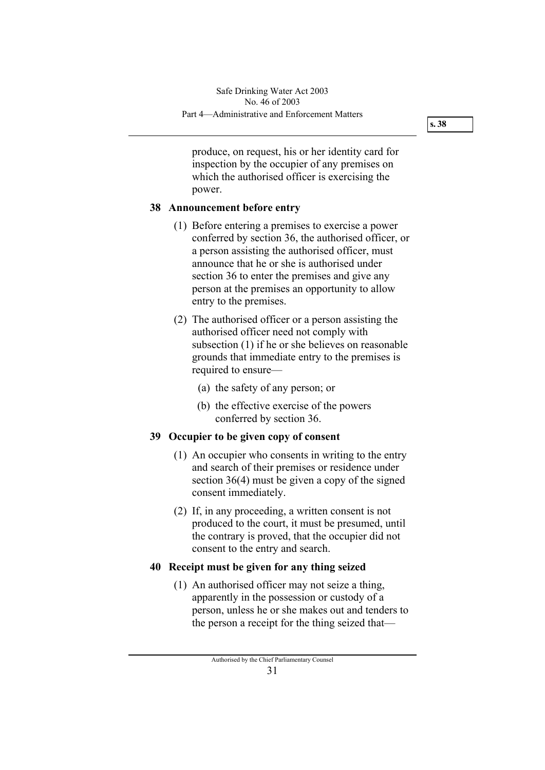produce, on request, his or her identity card for inspection by the occupier of any premises on which the authorised officer is exercising the power.

## 38 Announcement before entry

(1) Before entering a premises to exercise a power conferred by section 36, the authorised officer, or a person assisting the authorised officer, must announce that he or she is authorised under section 36 to enter the premises and give any person at the premises an opportunity to allow entry to the premises.

(2) The authorised officer or a person assisting the authorised officer need not comply with subsection (1) if he or she believes on reasonable grounds that immediate entry to the premises is required to ensure—

(a) the safety of any person; or

(b) the effective exercise of the powers conferred by section 36.

## 39 Occupier to be given copy of consent

(1) An occupier who consents in writing to the entry and search of their premises or residence under section 36(4) must be given a copy of the signed consent immediately.

(2) If, in any proceeding, a written consent is not produced to the court, it must be presumed, until the contrary is proved, that the occupier did not consent to the entry and search.

## 40 Receipt must be given for any thing seized

(1) An authorised officer may not seize a thing, apparently in the possession or custody of a person, unless he or she makes out and tenders to the person a receipt for the thing seized that—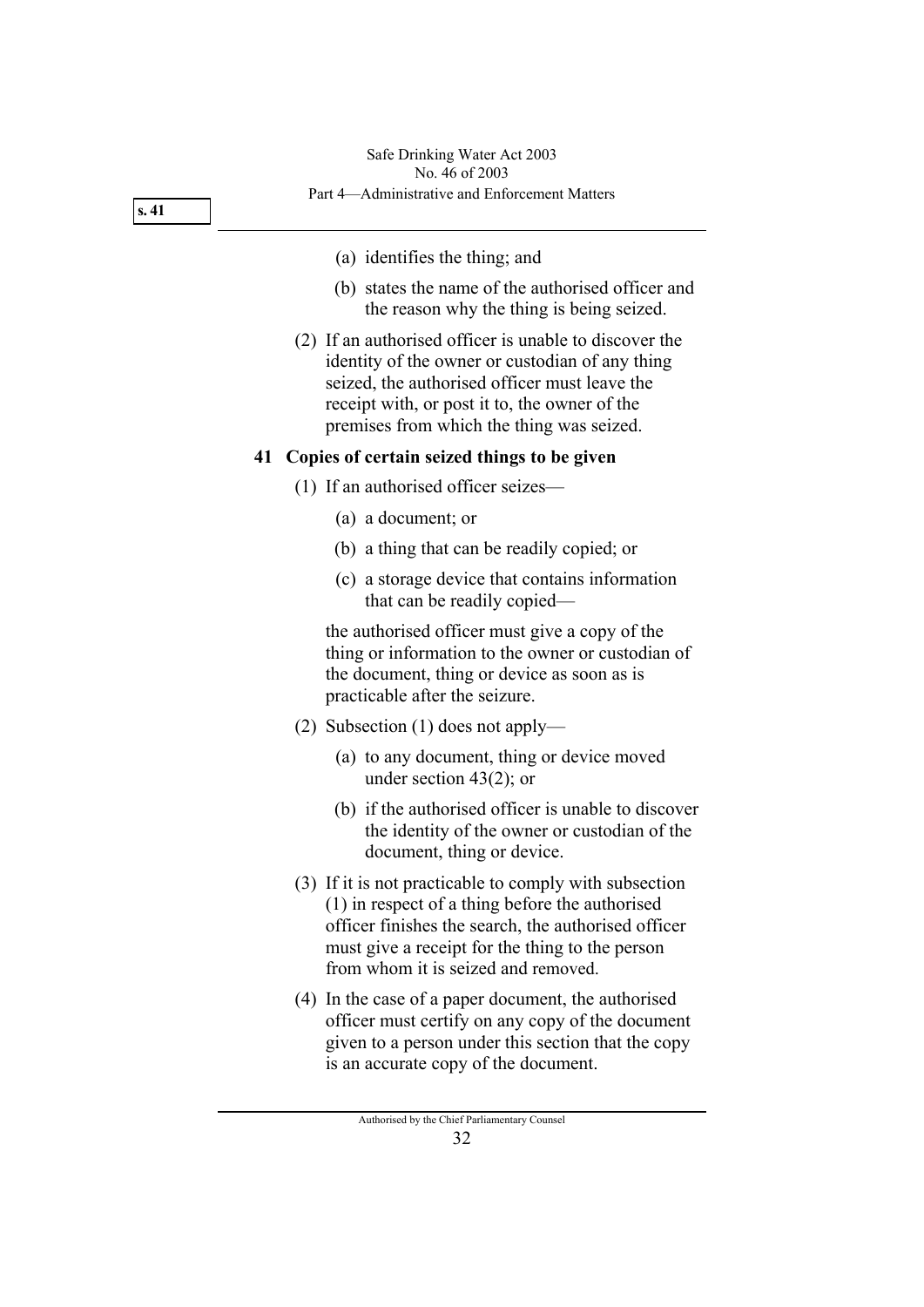(a) identifies the thing; and

(b) states the name of the authorised officer and the reason why the thing is being seized.

(2) If an authorised officer is unable to discover the identity of the owner or custodian of any thing seized, the authorised officer must leave the receipt with, or post it to, the owner of the premises from which the thing was seized.

## 41 Copies of certain seized things to be given

(1) If an authorised officer seizes—

(a) a document; or

(b) a thing that can be readily copied; or

(c) a storage device that contains information that can be readily copied—

the authorised officer must give a copy of the thing or information to the owner or custodian of the document, thing or device as soon as is practicable after the seizure.

(2) Subsection (1) does not apply—

(a) to any document, thing or device moved under section 43(2); or

(b) if the authorised officer is unable to discover the identity of the owner or custodian of the document, thing or device.

(3) If it is not practicable to comply with subsection (1) in respect of a thing before the authorised officer finishes the search, the authorised officer must give a receipt for the thing to the person from whom it is seized and removed.

(4) In the case of a paper document, the authorised officer must certify on any copy of the document given to a person under this section that the copy is an accurate copy of the document.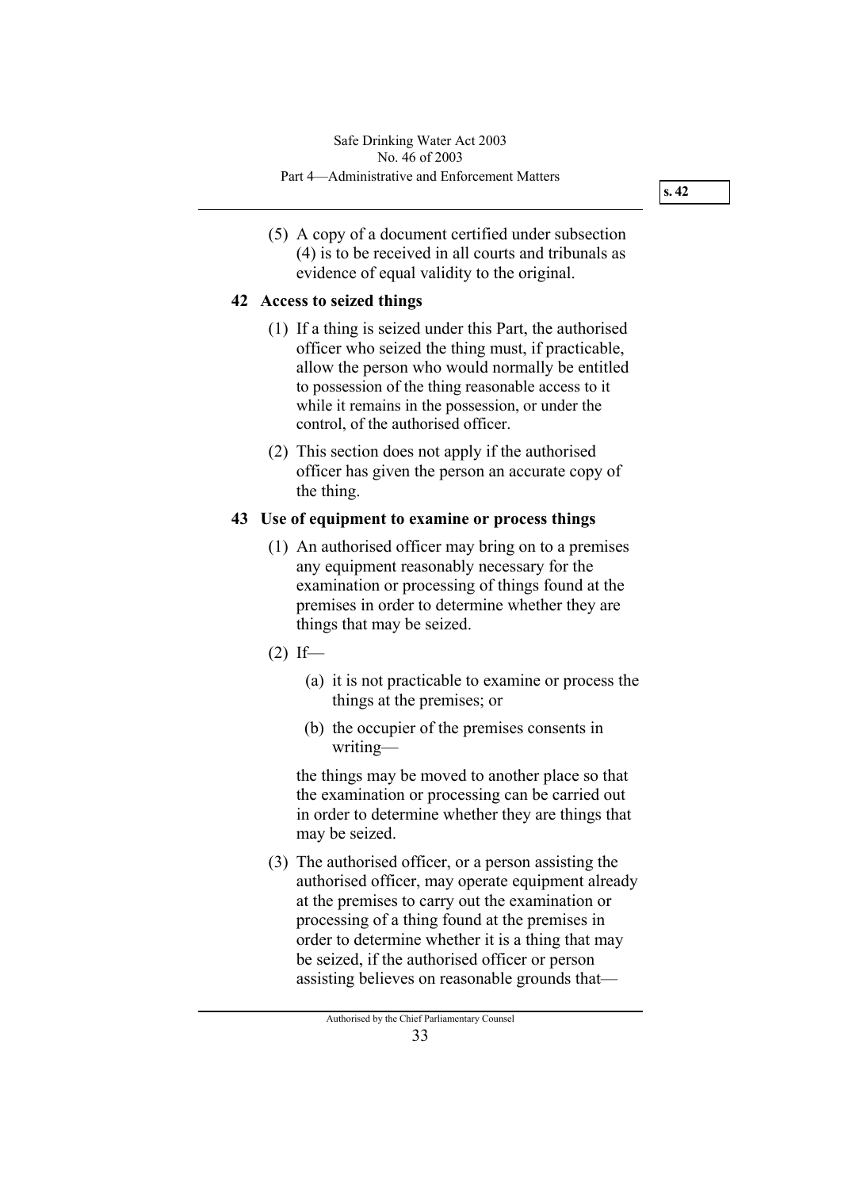(5) A copy of a document certified under subsection (4) is to be received in all courts and tribunals as evidence of equal validity to the original.

## 42 Access to seized things

(1) If a thing is seized under this Part, the authorised officer who seized the thing must, if practicable, allow the person who would normally be entitled to possession of the thing reasonable access to it while it remains in the possession, or under the control, of the authorised officer.

(2) This section does not apply if the authorised officer has given the person an accurate copy of the thing.

## 43 Use of equipment to examine or process things

(1) An authorised officer may bring on to a premises any equipment reasonably necessary for the examination or processing of things found at the premises in order to determine whether they are things that may be seized.

(2) If—

(a) it is not practicable to examine or process the things at the premises; or

(b) the occupier of the premises consents in writing—

the things may be moved to another place so that the examination or processing can be carried out in order to determine whether they are things that may be seized.

(3) The authorised officer, or a person assisting the authorised officer, may operate equipment already at the premises to carry out the examination or processing of a thing found at the premises in order to determine whether it is a thing that may be seized, if the authorised officer or person assisting believes on reasonable grounds that—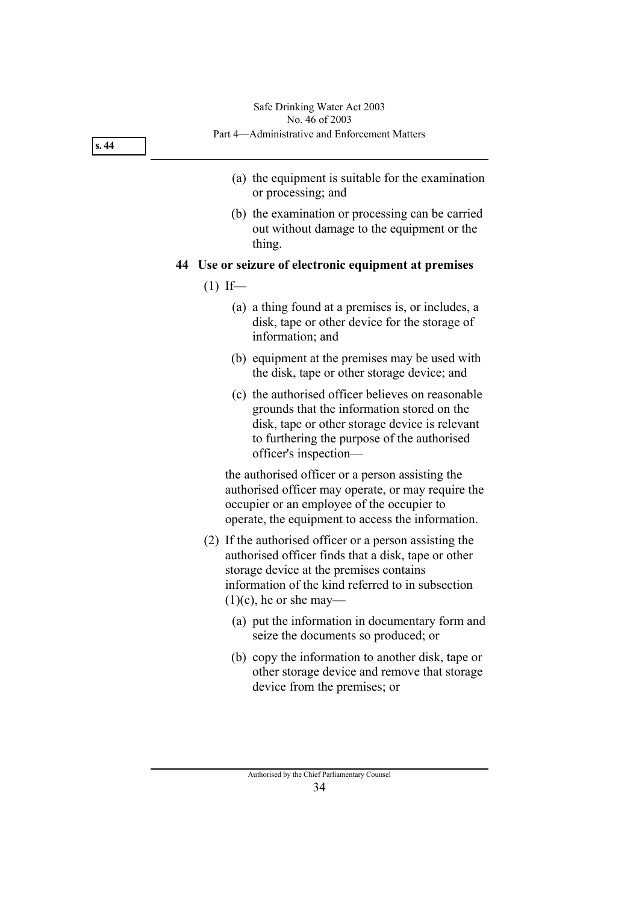(a) the equipment is suitable for the examination or processing; and

(b) the examination or processing can be carried out without damage to the equipment or the thing.

### 44 Use or seizure of electronic equipment at premises

(1) If—

(a) a thing found at a premises is, or includes, a disk, tape or other device for the storage of information; and

(b) equipment at the premises may be used with the disk, tape or other storage device; and

(c) the authorised officer believes on reasonable grounds that the information stored on the disk, tape or other storage device is relevant to furthering the purpose of the authorised officer's inspection—

the authorised officer or a person assisting the authorised officer may operate, or may require the occupier or an employee of the occupier to operate, the equipment to access the information.

(2) If the authorised officer or a person assisting the authorised officer finds that a disk, tape or other storage device at the premises contains information of the kind referred to in subsection (1)(c), he or she may—

(a) put the information in documentary form and seize the documents so produced; or

(b) copy the information to another disk, tape or other storage device and remove that storage device from the premises; or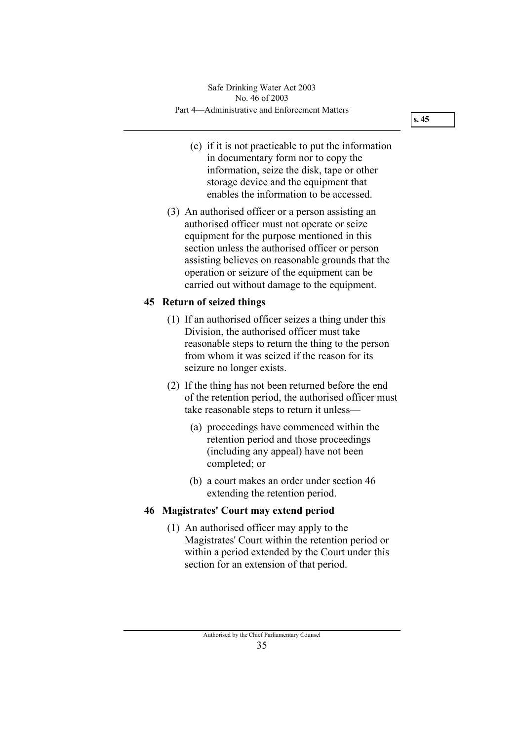(c) if it is not practicable to put the information in documentary form nor to copy the information, seize the disk, tape or other storage device and the equipment that enables the information to be accessed.

(3) An authorised officer or a person assisting an authorised officer must not operate or seize equipment for the purpose mentioned in this section unless the authorised officer or person assisting believes on reasonable grounds that the operation or seizure of the equipment can be carried out without damage to the equipment.

## 45 Return of seized things

(1) If an authorised officer seizes a thing under this Division, the authorised officer must take reasonable steps to return the thing to the person from whom it was seized if the reason for its seizure no longer exists.

(2) If the thing has not been returned before the end of the retention period, the authorised officer must take reasonable steps to return it unless—

(a) proceedings have commenced within the retention period and those proceedings (including any appeal) have not been completed; or

(b) a court makes an order under section 46 extending the retention period.

## 46 Magistrates' Court may extend period

(1) An authorised officer may apply to the Magistrates' Court within the retention period or within a period extended by the Court under this section for an extension of that period.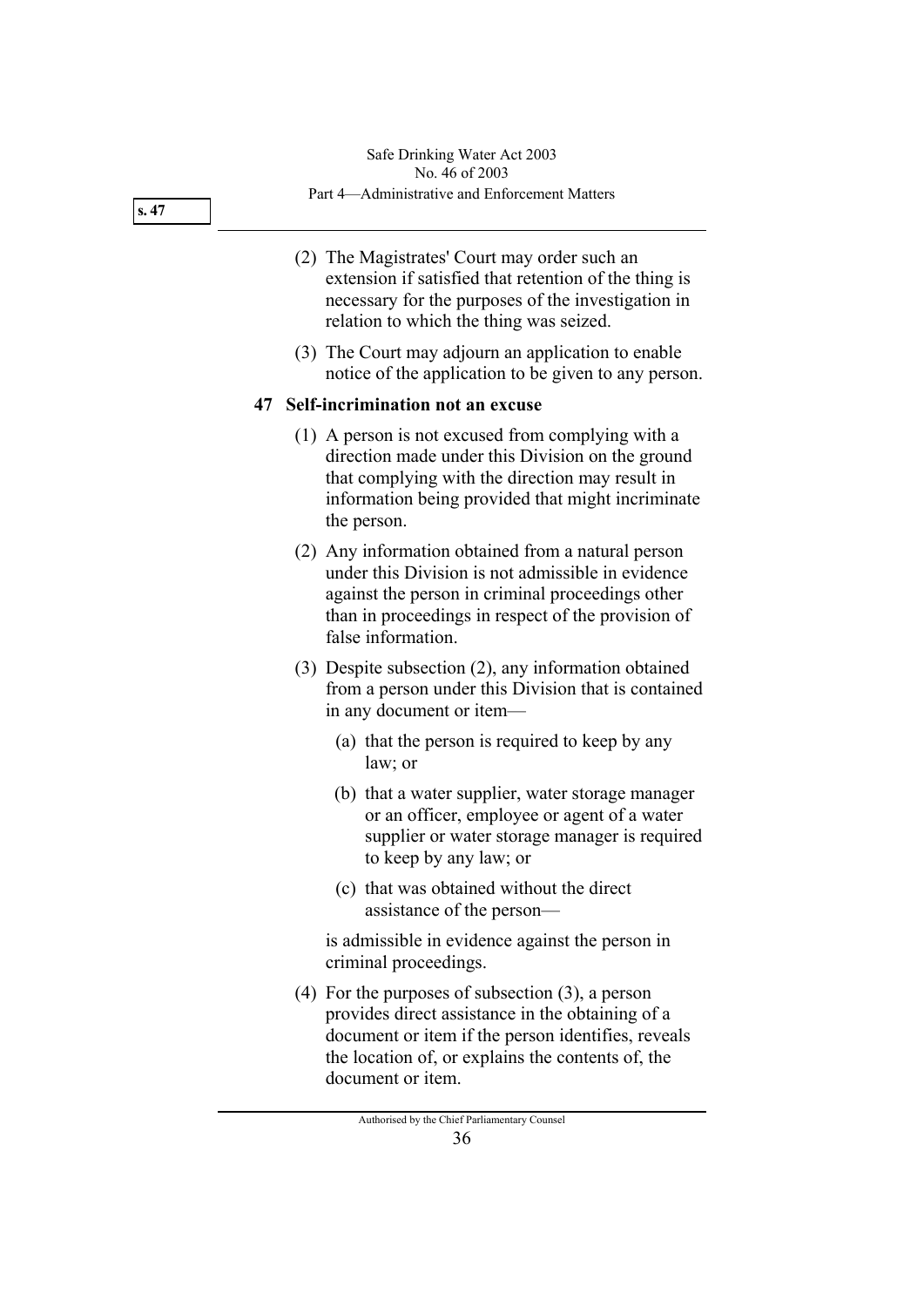(2) The Magistrates' Court may order such an extension if satisfied that retention of the thing is necessary for the purposes of the investigation in relation to which the thing was seized.

(3) The Court may adjourn an application to enable notice of the application to be given to any person.

### 47 Self-incrimination not an excuse

(1) A person is not excused from complying with a direction made under this Division on the ground that complying with the direction may result in information being provided that might incriminate the person.

(2) Any information obtained from a natural person under this Division is not admissible in evidence against the person in criminal proceedings other than in proceedings in respect of the provision of false information.

(3) Despite subsection (2), any information obtained from a person under this Division that is contained in any document or item—

(a) that the person is required to keep by any law; or

(b) that a water supplier, water storage manager or an officer, employee or agent of a water supplier or water storage manager is required to keep by any law; or

(c) that was obtained without the direct assistance of the person—

is admissible in evidence against the person in criminal proceedings.

(4) For the purposes of subsection (3), a person provides direct assistance in the obtaining of a document or item if the person identifies, reveals the location of, or explains the contents of, the document or item.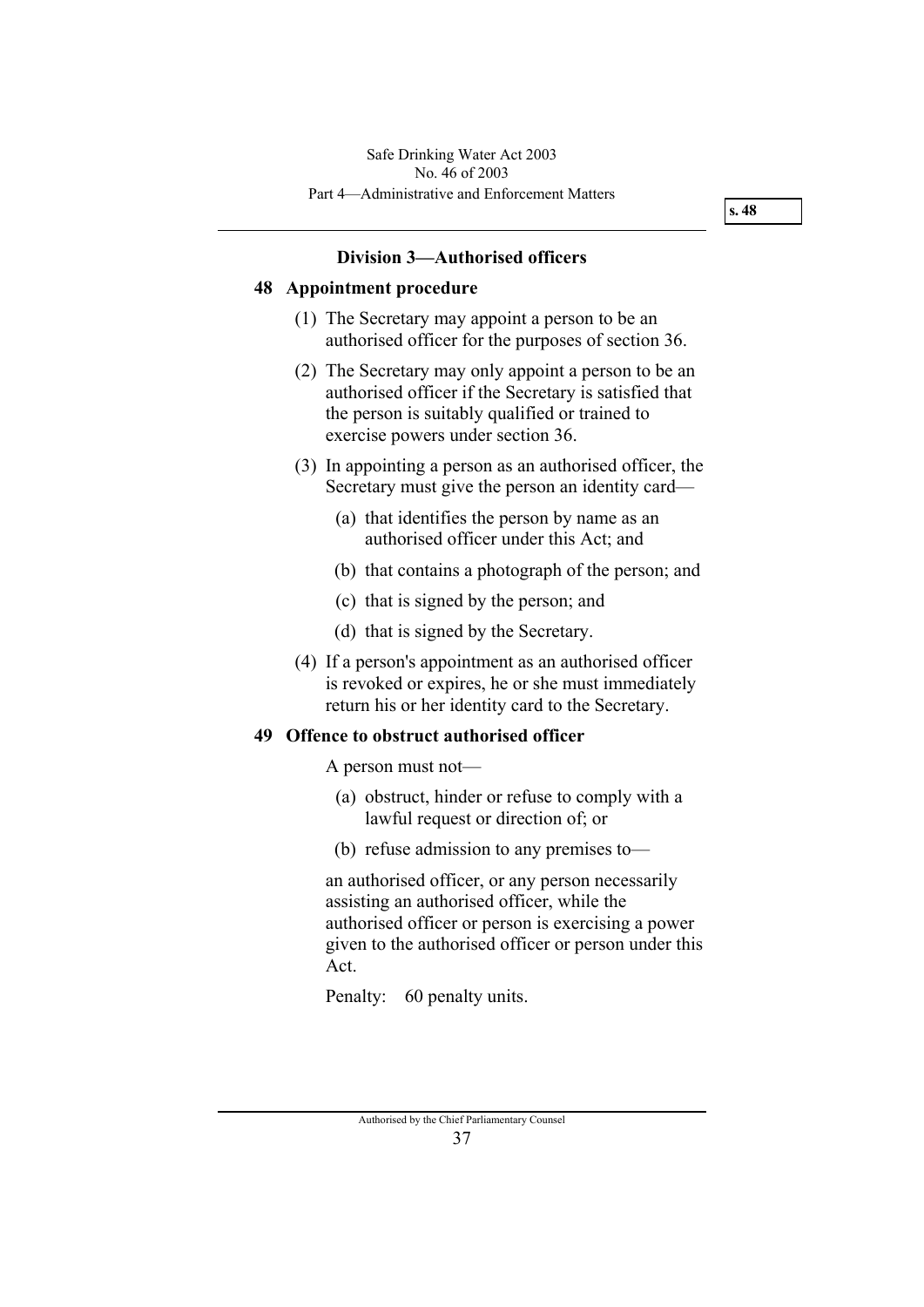### Division 3—Authorised officers

**48 Appointment procedure**

(1) The Secretary may appoint a person to be an authorised officer for the purposes of section 36.

(2) The Secretary may only appoint a person to be an authorised officer if the Secretary is satisfied that the person is suitably qualified or trained to exercise powers under section 36.

(3) In appointing a person as an authorised officer, the Secretary must give the person an identity card—

(a) that identifies the person by name as an authorised officer under this Act; and

(b) that contains a photograph of the person; and

(c) that is signed by the person; and

(d) that is signed by the Secretary.

(4) If a person's appointment as an authorised officer is revoked or expires, he or she must immediately return his or her identity card to the Secretary.

**49 Offence to obstruct authorised officer**

A person must not—

(a) obstruct, hinder or refuse to comply with a lawful request or direction of; or

(b) refuse admission to any premises to—

an authorised officer, or any person necessarily assisting an authorised officer, while the authorised officer or person is exercising a power given to the authorised officer or person under this Act.

Penalty: 60 penalty units.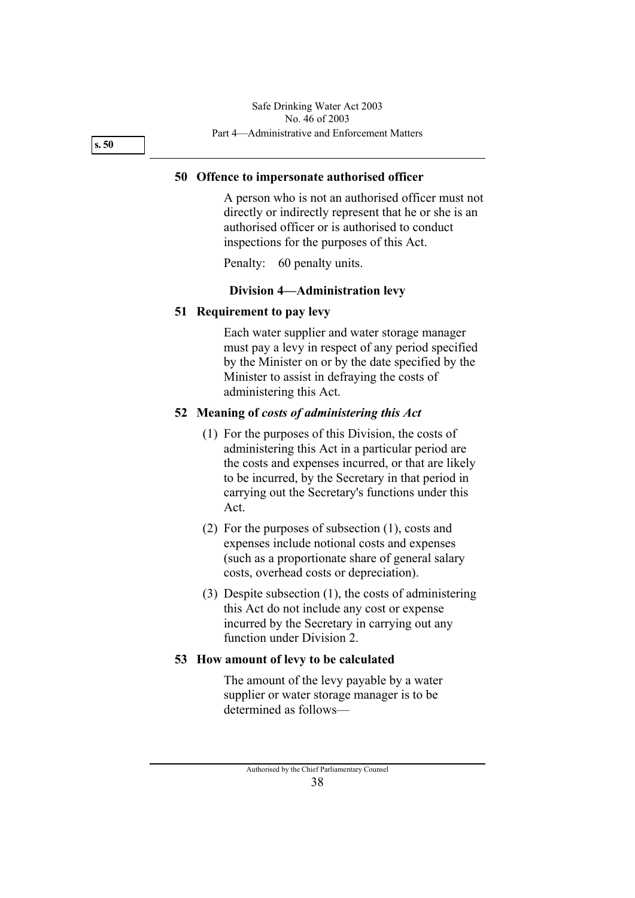**50 Offence to impersonate authorised officer**

A person who is not an authorised officer must not directly or indirectly represent that he or she is an authorised officer or is authorised to conduct inspections for the purposes of this Act.

Penalty: 60 penalty units.

### Division 4—Administration levy

**51 Requirement to pay levy**

Each water supplier and water storage manager must pay a levy in respect of any period specified by the Minister on or by the date specified by the Minister to assist in defraying the costs of administering this Act.

**52 Meaning of *costs of administering this Act***

(1) For the purposes of this Division, the costs of administering this Act in a particular period are the costs and expenses incurred, or that are likely to be incurred, by the Secretary in that period in carrying out the Secretary's functions under this Act.

(2) For the purposes of subsection (1), costs and expenses include notional costs and expenses (such as a proportionate share of general salary costs, overhead costs or depreciation).

(3) Despite subsection (1), the costs of administering this Act do not include any cost or expense incurred by the Secretary in carrying out any function under Division 2.

**53 How amount of levy to be calculated**

The amount of the levy payable by a water supplier or water storage manager is to be determined as follows—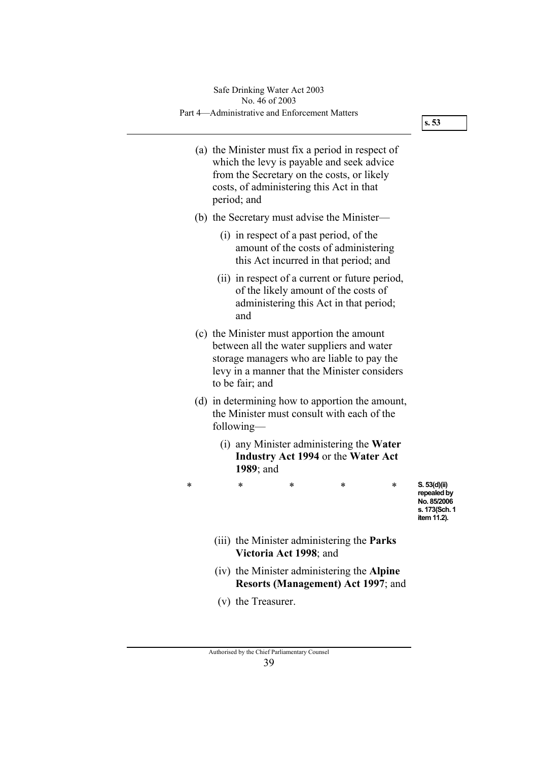(a) the Minister must fix a period in respect of which the levy is payable and seek advice from the Secretary on the costs, or likely costs, of administering this Act in that period; and

(b) the Secretary must advise the Minister—

(i) in respect of a past period, of the amount of the costs of administering this Act incurred in that period; and

(ii) in respect of a current or future period, of the likely amount of the costs of administering this Act in that period; and

(c) the Minister must apportion the amount between all the water suppliers and water storage managers who are liable to pay the levy in a manner that the Minister considers to be fair; and

(d) in determining how to apportion the amount, the Minister must consult with each of the following—

(i) any Minister administering the **Water Industry Act 1994** or the **Water Act 1989**; and

\*   \*   \*   \*   \*

S. 53(d)(ii) repealed by No. 85/2006 s. 173(Sch. 1 item 11.2).

(iii) the Minister administering the **Parks Victoria Act 1998**; and

(iv) the Minister administering the **Alpine Resorts (Management) Act 1997**; and

(v) the Treasurer.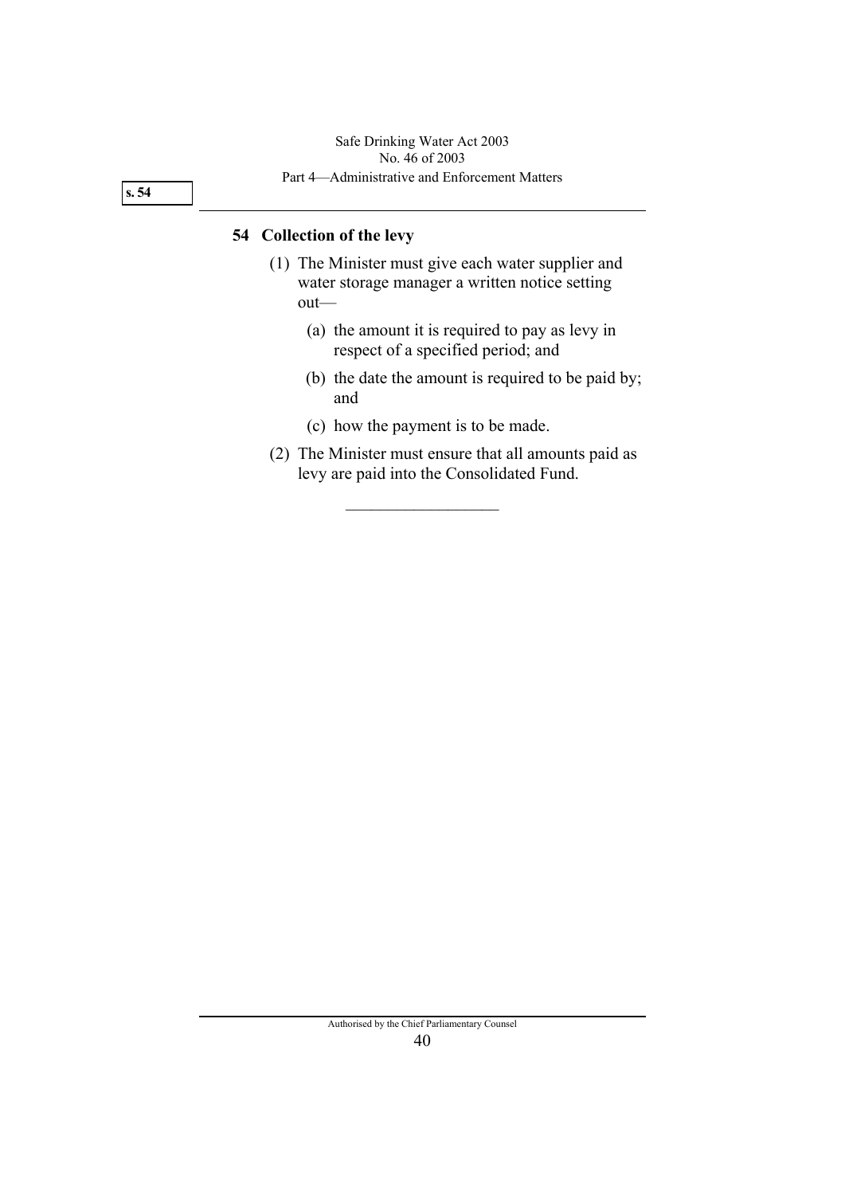## 54 Collection of the levy

(1) The Minister must give each water supplier and water storage manager a written notice setting out—

(a) the amount it is required to pay as levy in respect of a specified period; and

(b) the date the amount is required to be paid by; and

(c) how the payment is to be made.

(2) The Minister must ensure that all amounts paid as levy are paid into the Consolidated Fund.

---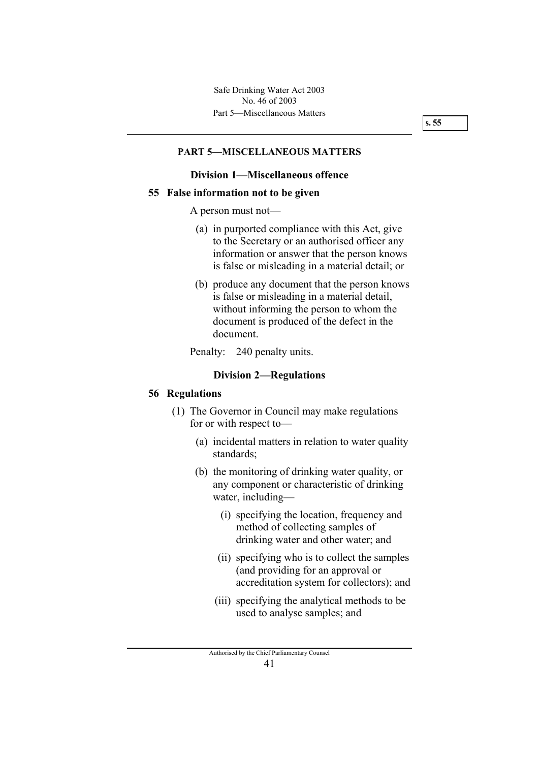## PART 5—MISCELLANEOUS MATTERS

### Division 1—Miscellaneous offence

**55 False information not to be given**

A person must not—

(a) in purported compliance with this Act, give to the Secretary or an authorised officer any information or answer that the person knows is false or misleading in a material detail; or

(b) produce any document that the person knows is false or misleading in a material detail, without informing the person to whom the document is produced of the defect in the document.

Penalty: 240 penalty units.

### Division 2—Regulations

**56 Regulations**

(1) The Governor in Council may make regulations for or with respect to—

(a) incidental matters in relation to water quality standards;

(b) the monitoring of drinking water quality, or any component or characteristic of drinking water, including—

(i) specifying the location, frequency and method of collecting samples of drinking water and other water; and

(ii) specifying who is to collect the samples (and providing for an approval or accreditation system for collectors); and

(iii) specifying the analytical methods to be used to analyse samples; and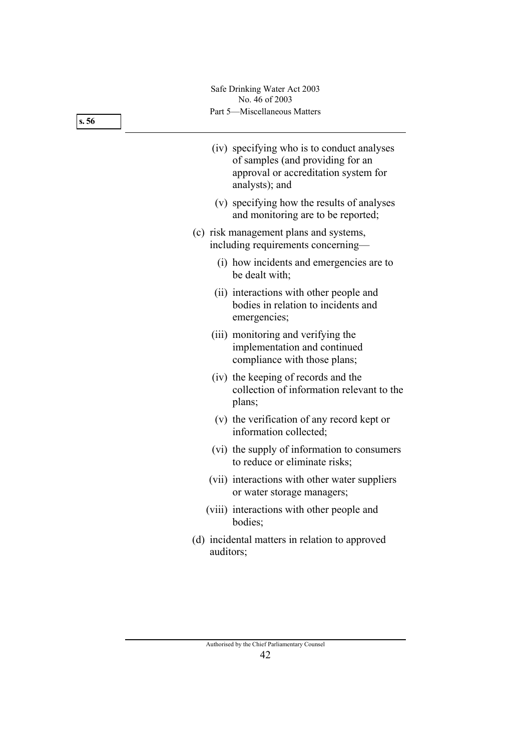(iv) specifying who is to conduct analyses of samples (and providing for an approval or accreditation system for analysts); and

(v) specifying how the results of analyses and monitoring are to be reported;

(c) risk management plans and systems, including requirements concerning—

(i) how incidents and emergencies are to be dealt with;

(ii) interactions with other people and bodies in relation to incidents and emergencies;

(iii) monitoring and verifying the implementation and continued compliance with those plans;

(iv) the keeping of records and the collection of information relevant to the plans;

(v) the verification of any record kept or information collected;

(vi) the supply of information to consumers to reduce or eliminate risks;

(vii) interactions with other water suppliers or water storage managers;

(viii) interactions with other people and bodies;

(d) incidental matters in relation to approved auditors;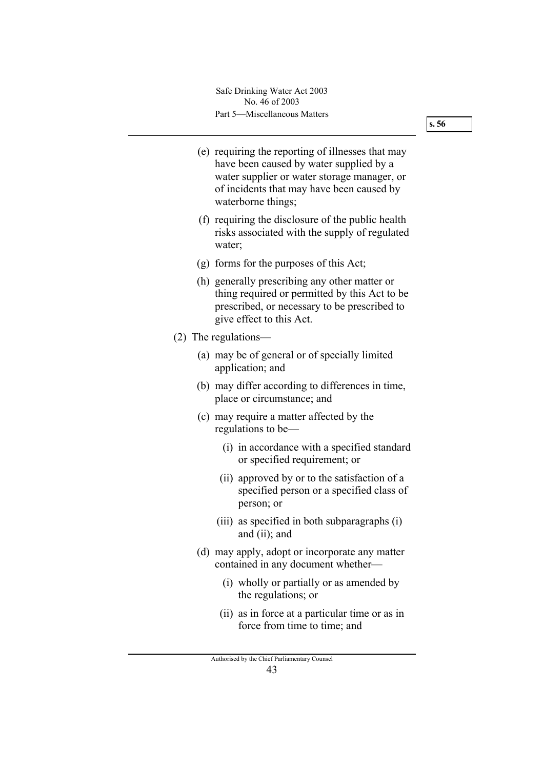(e) requiring the reporting of illnesses that may have been caused by water supplied by a water supplier or water storage manager, or of incidents that may have been caused by waterborne things;

(f) requiring the disclosure of the public health risks associated with the supply of regulated water;

(g) forms for the purposes of this Act;

(h) generally prescribing any other matter or thing required or permitted by this Act to be prescribed, or necessary to be prescribed to give effect to this Act.

(2) The regulations—

(a) may be of general or of specially limited application; and

(b) may differ according to differences in time, place or circumstance; and

(c) may require a matter affected by the regulations to be—

(i) in accordance with a specified standard or specified requirement; or

(ii) approved by or to the satisfaction of a specified person or a specified class of person; or

(iii) as specified in both subparagraphs (i) and (ii); and

(d) may apply, adopt or incorporate any matter contained in any document whether—

(i) wholly or partially or as amended by the regulations; or

(ii) as in force at a particular time or as in force from time to time; and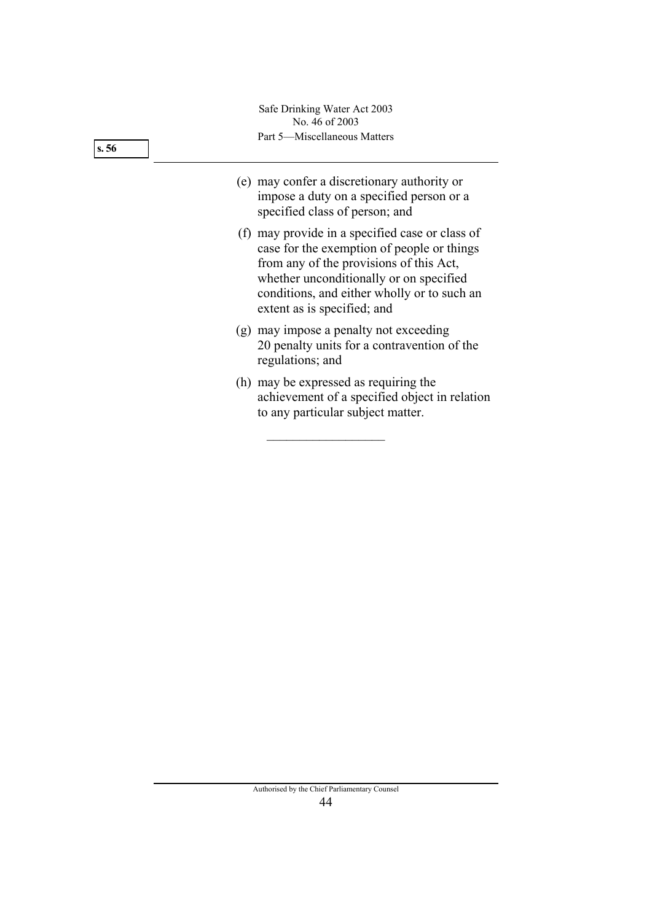(e) may confer a discretionary authority or impose a duty on a specified person or a specified class of person; and

(f) may provide in a specified case or class of case for the exemption of people or things from any of the provisions of this Act, whether unconditionally or on specified conditions, and either wholly or to such an extent as is specified; and

(g) may impose a penalty not exceeding 20 penalty units for a contravention of the regulations; and

(h) may be expressed as requiring the achievement of a specified object in relation to any particular subject matter.

---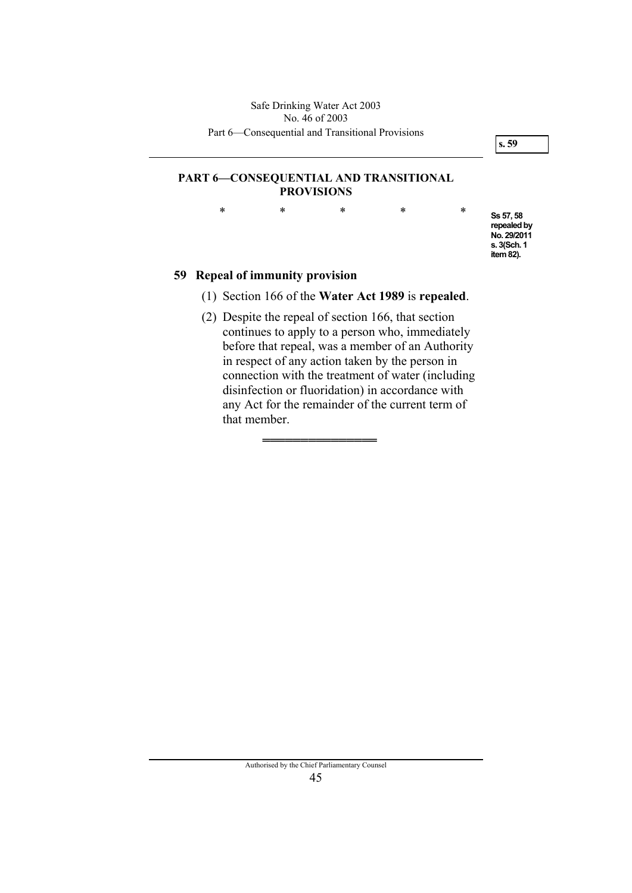# PART 6—CONSEQUENTIAL AND TRANSITIONAL PROVISIONS

\*        \*        \*        \*        \*

Ss 57, 58 repealed by No. 29/2011 s. 3(Sch. 1 item 82).

## 59 Repeal of immunity provision

(1) Section 166 of the **Water Act 1989** is **repealed**.

(2) Despite the repeal of section 166, that section continues to apply to a person who, immediately before that repeal, was a member of an Authority in respect of any action taken by the person in connection with the treatment of water (including disinfection or fluoridation) in accordance with any Act for the remainder of the current term of that member.

═══════════════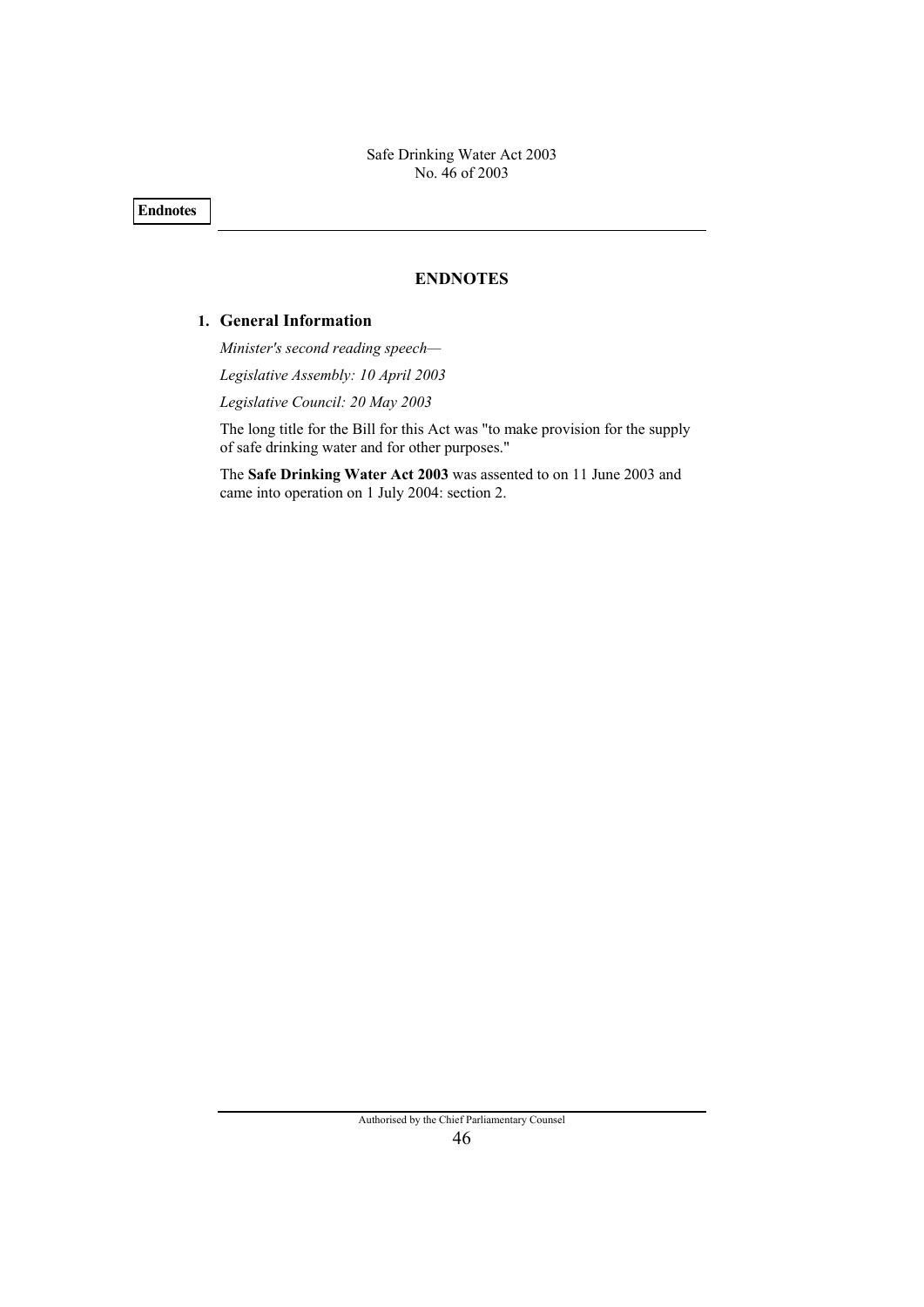# ENDNOTES

## 1. General Information

*Minister's second reading speech—*

*Legislative Assembly: 10 April 2003*

*Legislative Council: 20 May 2003*

The long title for the Bill for this Act was "to make provision for the supply of safe drinking water and for other purposes."

The **Safe Drinking Water Act 2003** was assented to on 11 June 2003 and came into operation on 1 July 2004: section 2.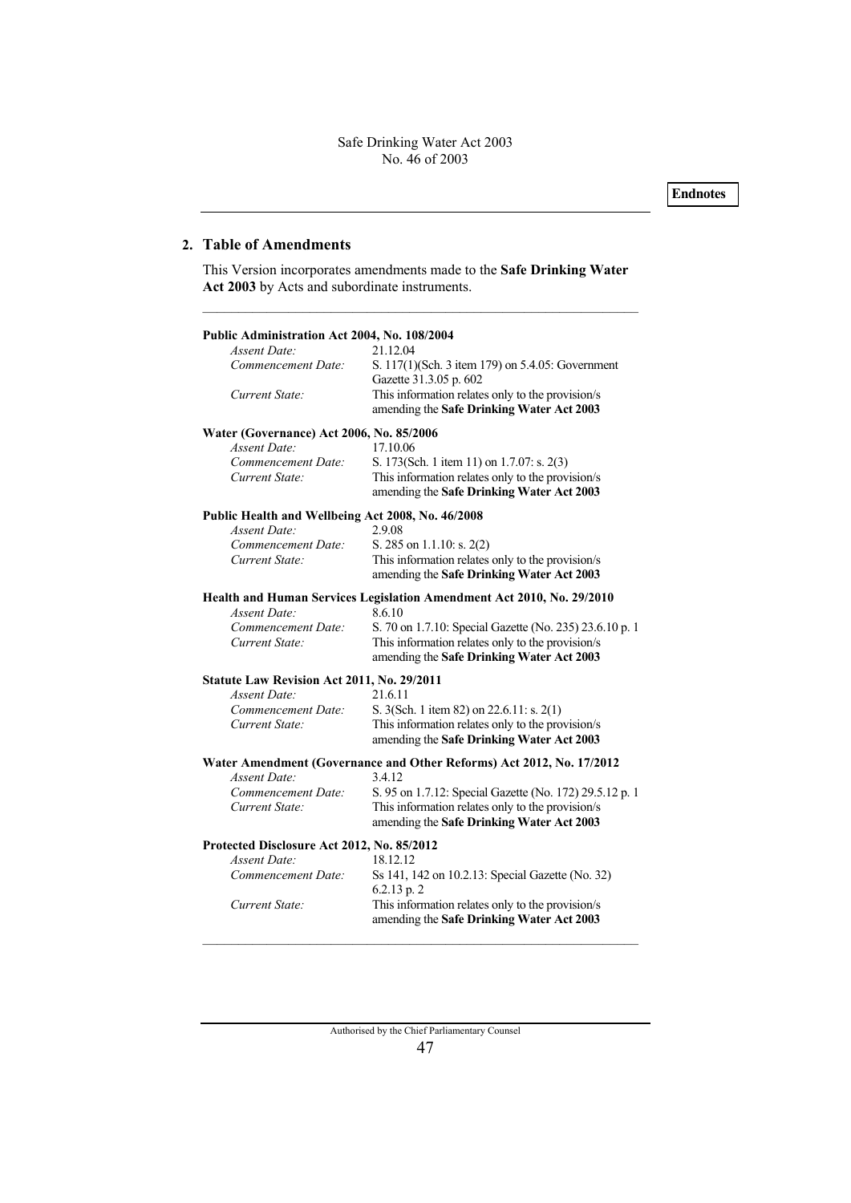## 2. Table of Amendments

This Version incorporates amendments made to the **Safe Drinking Water Act 2003** by Acts and subordinate instruments.

---

**Public Administration Act 2004, No. 108/2004**

*Assent Date:* 21.12.04
*Commencement Date:* S. 117(1)(Sch. 3 item 179) on 5.4.05: Government Gazette 31.3.05 p. 602
*Current State:* This information relates only to the provision/s amending the **Safe Drinking Water Act 2003**

**Water (Governance) Act 2006, No. 85/2006**

*Assent Date:* 17.10.06
*Commencement Date:* S. 173(Sch. 1 item 11) on 1.7.07: s. 2(3)
*Current State:* This information relates only to the provision/s amending the **Safe Drinking Water Act 2003**

**Public Health and Wellbeing Act 2008, No. 46/2008**

*Assent Date:* 2.9.08
*Commencement Date:* S. 285 on 1.1.10: s. 2(2)
*Current State:* This information relates only to the provision/s amending the **Safe Drinking Water Act 2003**

**Health and Human Services Legislation Amendment Act 2010, No. 29/2010**

*Assent Date:* 8.6.10
*Commencement Date:* S. 70 on 1.7.10: Special Gazette (No. 235) 23.6.10 p. 1
*Current State:* This information relates only to the provision/s amending the **Safe Drinking Water Act 2003**

**Statute Law Revision Act 2011, No. 29/2011**

*Assent Date:* 21.6.11
*Commencement Date:* S. 3(Sch. 1 item 82) on 22.6.11: s. 2(1)
*Current State:* This information relates only to the provision/s amending the **Safe Drinking Water Act 2003**

**Water Amendment (Governance and Other Reforms) Act 2012, No. 17/2012**

*Assent Date:* 3.4.12
*Commencement Date:* S. 95 on 1.7.12: Special Gazette (No. 172) 29.5.12 p. 1
*Current State:* This information relates only to the provision/s amending the **Safe Drinking Water Act 2003**

**Protected Disclosure Act 2012, No. 85/2012**

*Assent Date:* 18.12.12
*Commencement Date:* Ss 141, 142 on 10.2.13: Special Gazette (No. 32) 6.2.13 p. 2
*Current State:* This information relates only to the provision/s amending the **Safe Drinking Water Act 2003**

---

Authorised by the Chief Parliamentary Counsel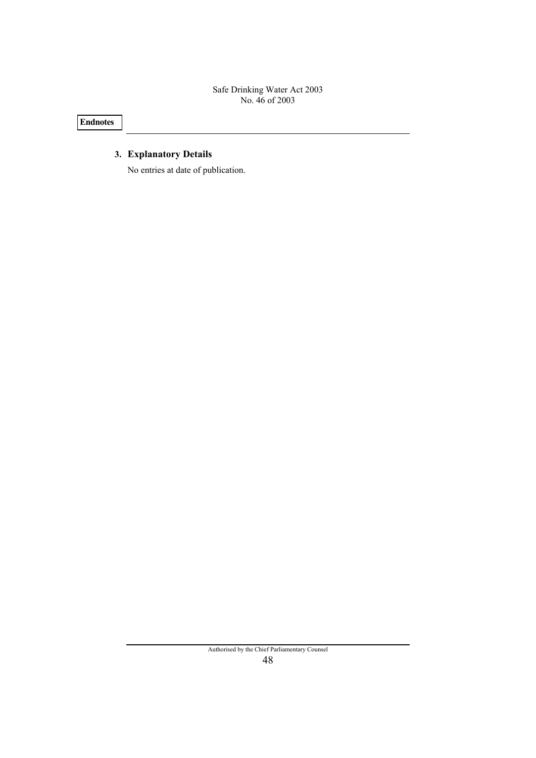## 3. Explanatory Details

No entries at date of publication.